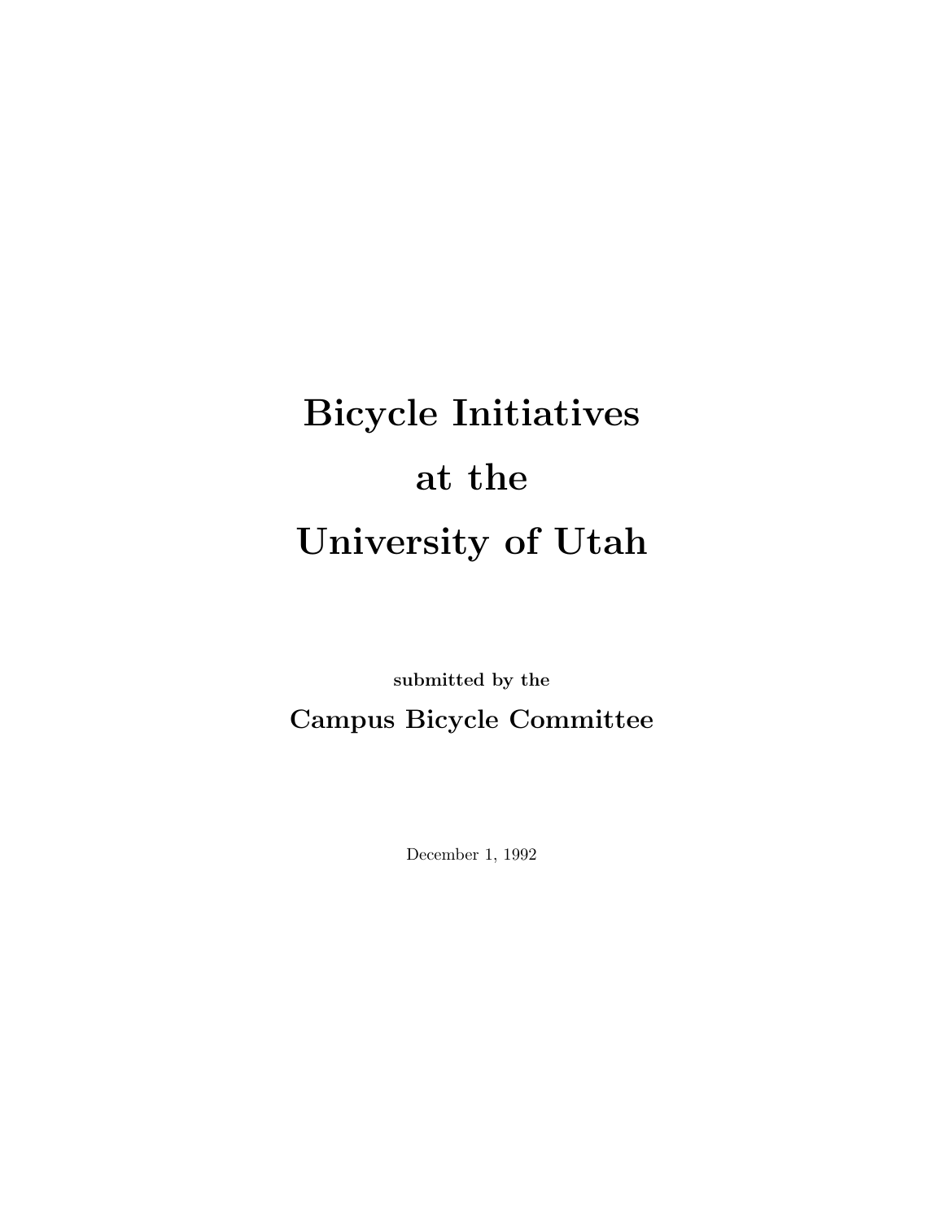# Bicycle Initiatives at the University of Utah

**submitted by the**

**Campus Bicycle Committee**

December 1, 1992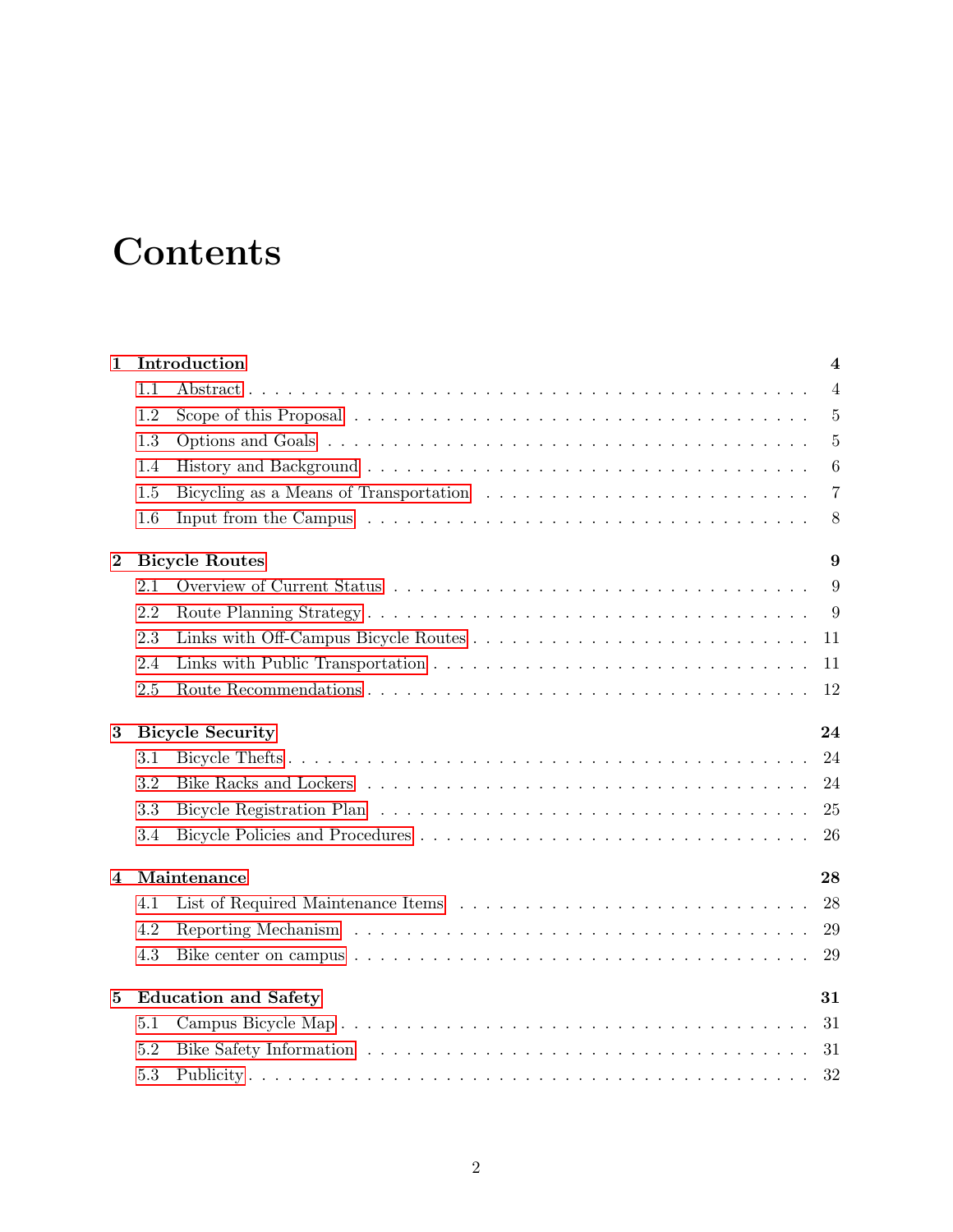# Contents

**1 Introduction** **4**

- 1.1 Abstract . . . . . 4
- 1.2 Scope of this Proposal . . . . . 5
- 1.3 Options and Goals . . . . . 5
- 1.4 History and Background . . . . . 6
- 1.5 Bicycling as a Means of Transportation . . . . . 7
- 1.6 Input from the Campus . . . . . 8

**2 Bicycle Routes** **9**

- 2.1 Overview of Current Status . . . . . 9
- 2.2 Route Planning Strategy . . . . . 9
- 2.3 Links with Off-Campus Bicycle Routes . . . . . 11
- 2.4 Links with Public Transportation . . . . . 11
- 2.5 Route Recommendations . . . . . 12

**3 Bicycle Security** **24**

- 3.1 Bicycle Thefts . . . . . 24
- 3.2 Bike Racks and Lockers . . . . . 24
- 3.3 Bicycle Registration Plan . . . . . 25
- 3.4 Bicycle Policies and Procedures . . . . . 26

**4 Maintenance** **28**

- 4.1 List of Required Maintenance Items . . . . . 28
- 4.2 Reporting Mechanism . . . . . 29
- 4.3 Bike center on campus . . . . . 29

**5 Education and Safety** **31**

- 5.1 Campus Bicycle Map . . . . . 31
- 5.2 Bike Safety Information . . . . . 31
- 5.3 Publicity . . . . . 32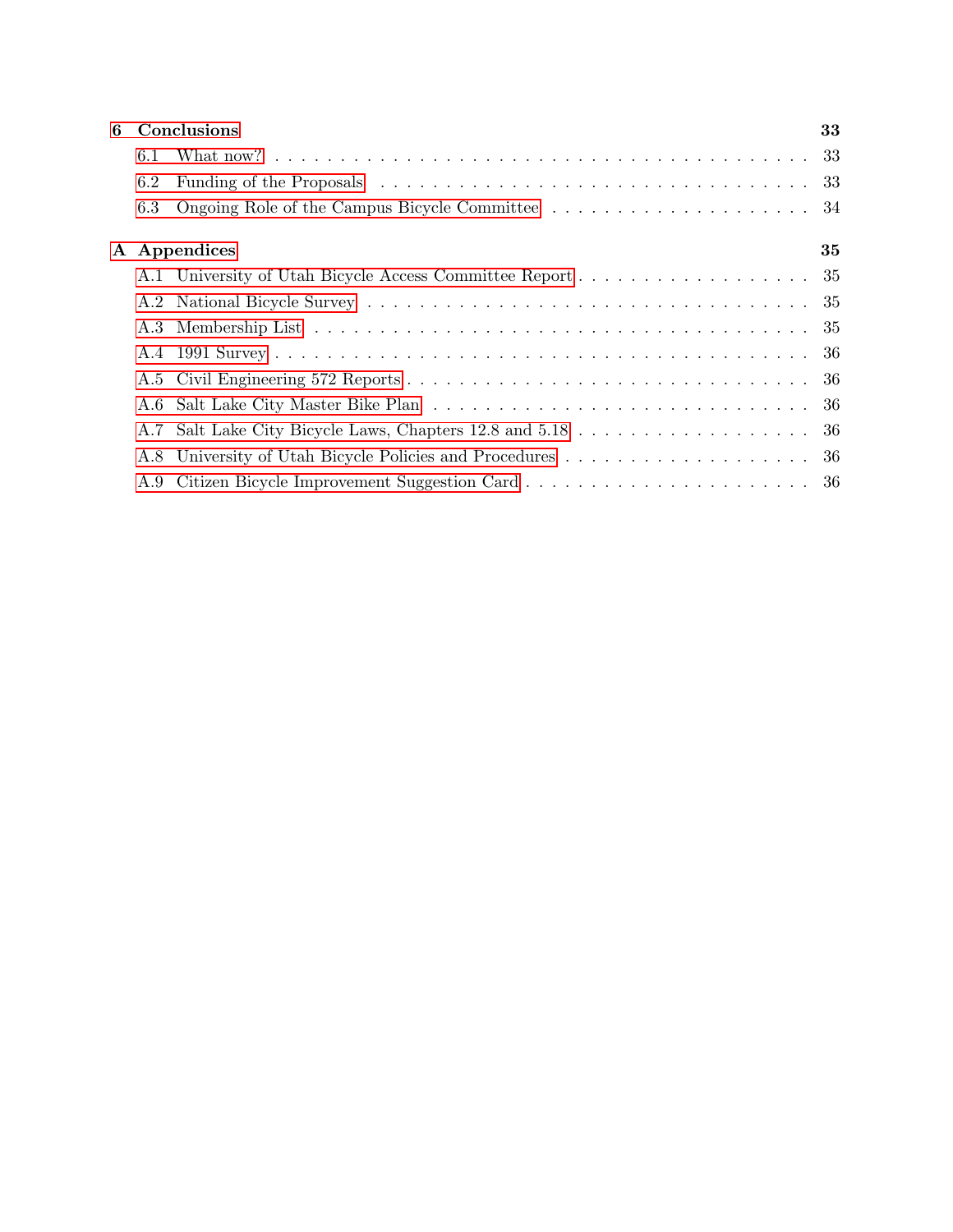**6 Conclusions** **33**

- 6.1 What now? . . . 33
- 6.2 Funding of the Proposals . . . 33
- 6.3 Ongoing Role of the Campus Bicycle Committee . . . 34

**A Appendices** **35**

- A.1 University of Utah Bicycle Access Committee Report . . . 35
- A.2 National Bicycle Survey . . . 35
- A.3 Membership List . . . 35
- A.4 1991 Survey . . . 36
- A.5 Civil Engineering 572 Reports . . . 36
- A.6 Salt Lake City Master Bike Plan . . . 36
- A.7 Salt Lake City Bicycle Laws, Chapters 12.8 and 5.18 . . . 36
- A.8 University of Utah Bicycle Policies and Procedures . . . 36
- A.9 Citizen Bicycle Improvement Suggestion Card . . . 36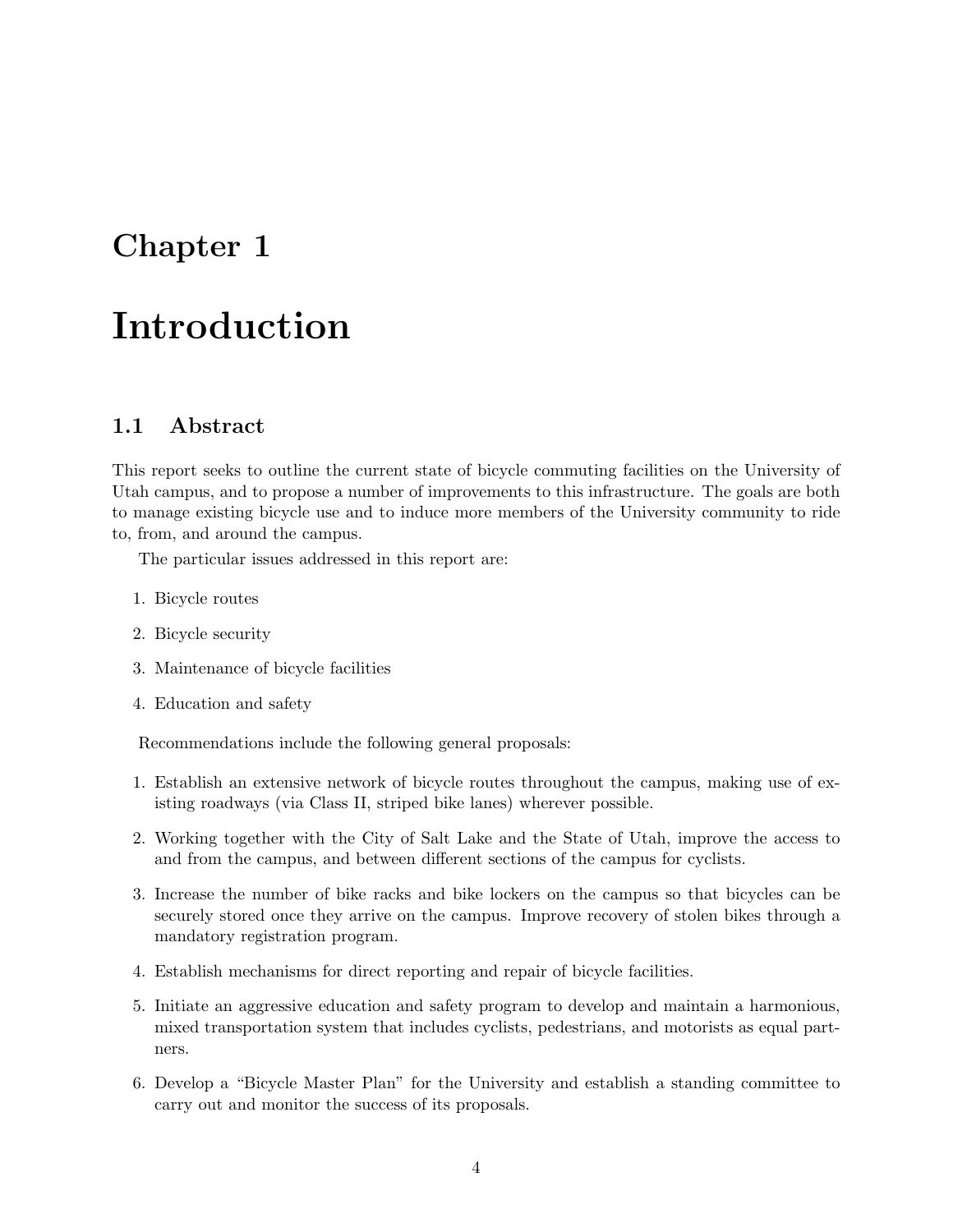# Chapter 1

# Introduction

## 1.1 Abstract

This report seeks to outline the current state of bicycle commuting facilities on the University of Utah campus, and to propose a number of improvements to this infrastructure. The goals are both to manage existing bicycle use and to induce more members of the University community to ride to, from, and around the campus.

The particular issues addressed in this report are:

1. Bicycle routes
2. Bicycle security
3. Maintenance of bicycle facilities
4. Education and safety

Recommendations include the following general proposals:

1. Establish an extensive network of bicycle routes throughout the campus, making use of existing roadways (via Class II, striped bike lanes) wherever possible.
2. Working together with the City of Salt Lake and the State of Utah, improve the access to and from the campus, and between different sections of the campus for cyclists.
3. Increase the number of bike racks and bike lockers on the campus so that bicycles can be securely stored once they arrive on the campus. Improve recovery of stolen bikes through a mandatory registration program.
4. Establish mechanisms for direct reporting and repair of bicycle facilities.
5. Initiate an aggressive education and safety program to develop and maintain a harmonious, mixed transportation system that includes cyclists, pedestrians, and motorists as equal partners.
6. Develop a "Bicycle Master Plan" for the University and establish a standing committee to carry out and monitor the success of its proposals.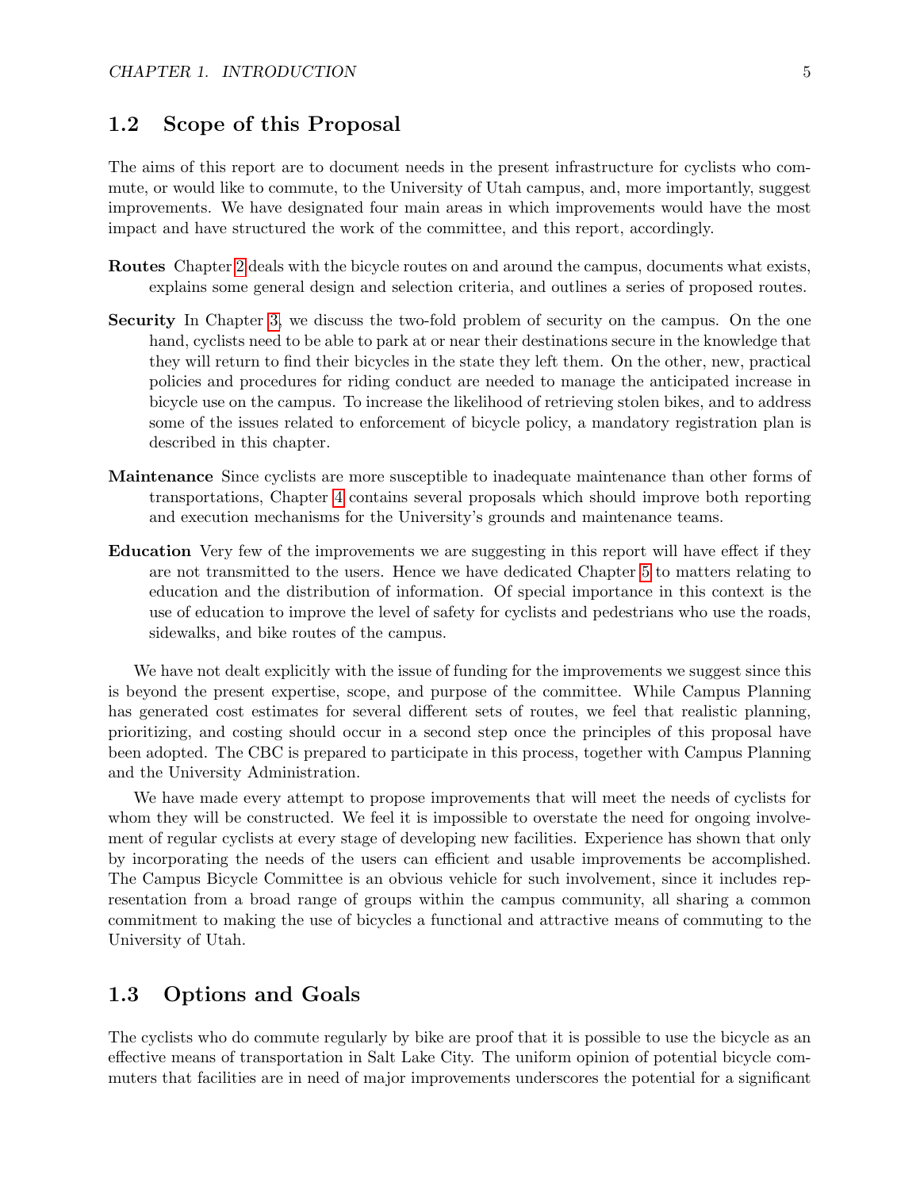## 1.2 Scope of this Proposal

The aims of this report are to document needs in the present infrastructure for cyclists who commute, or would like to commute, to the University of Utah campus, and, more importantly, suggest improvements. We have designated four main areas in which improvements would have the most impact and have structured the work of the committee, and this report, accordingly.

**Routes** Chapter 2 deals with the bicycle routes on and around the campus, documents what exists, explains some general design and selection criteria, and outlines a series of proposed routes.

**Security** In Chapter 3, we discuss the two-fold problem of security on the campus. On the one hand, cyclists need to be able to park at or near their destinations secure in the knowledge that they will return to find their bicycles in the state they left them. On the other, new, practical policies and procedures for riding conduct are needed to manage the anticipated increase in bicycle use on the campus. To increase the likelihood of retrieving stolen bikes, and to address some of the issues related to enforcement of bicycle policy, a mandatory registration plan is described in this chapter.

**Maintenance** Since cyclists are more susceptible to inadequate maintenance than other forms of transportations, Chapter 4 contains several proposals which should improve both reporting and execution mechanisms for the University's grounds and maintenance teams.

**Education** Very few of the improvements we are suggesting in this report will have effect if they are not transmitted to the users. Hence we have dedicated Chapter 5 to matters relating to education and the distribution of information. Of special importance in this context is the use of education to improve the level of safety for cyclists and pedestrians who use the roads, sidewalks, and bike routes of the campus.

We have not dealt explicitly with the issue of funding for the improvements we suggest since this is beyond the present expertise, scope, and purpose of the committee. While Campus Planning has generated cost estimates for several different sets of routes, we feel that realistic planning, prioritizing, and costing should occur in a second step once the principles of this proposal have been adopted. The CBC is prepared to participate in this process, together with Campus Planning and the University Administration.

We have made every attempt to propose improvements that will meet the needs of cyclists for whom they will be constructed. We feel it is impossible to overstate the need for ongoing involvement of regular cyclists at every stage of developing new facilities. Experience has shown that only by incorporating the needs of the users can efficient and usable improvements be accomplished. The Campus Bicycle Committee is an obvious vehicle for such involvement, since it includes representation from a broad range of groups within the campus community, all sharing a common commitment to making the use of bicycles a functional and attractive means of commuting to the University of Utah.

## 1.3 Options and Goals

The cyclists who do commute regularly by bike are proof that it is possible to use the bicycle as an effective means of transportation in Salt Lake City. The uniform opinion of potential bicycle commuters that facilities are in need of major improvements underscores the potential for a significant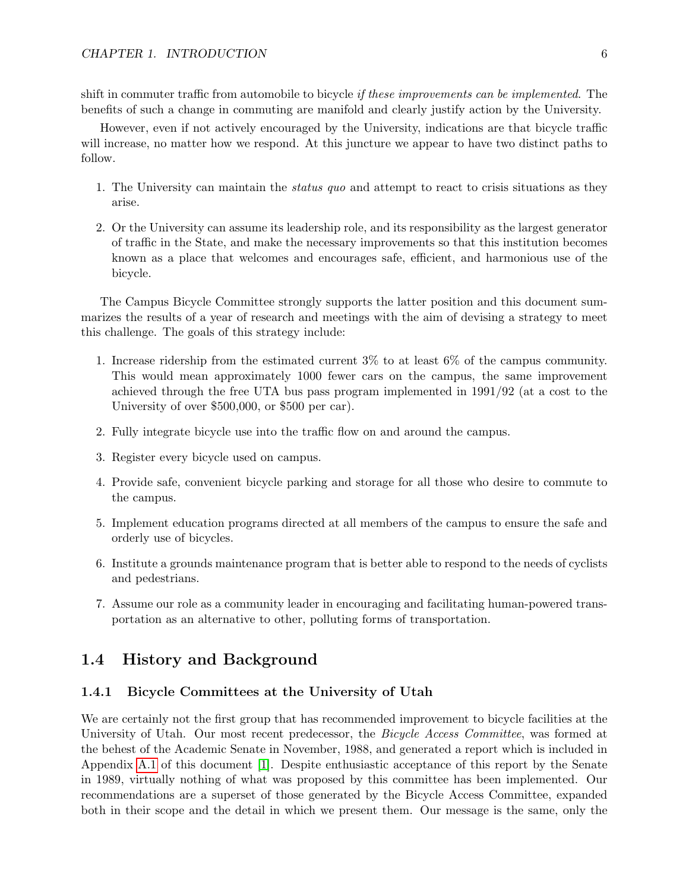shift in commuter traffic from automobile to bicycle *if these improvements can be implemented*. The benefits of such a change in commuting are manifold and clearly justify action by the University.

However, even if not actively encouraged by the University, indications are that bicycle traffic will increase, no matter how we respond. At this juncture we appear to have two distinct paths to follow.

1. The University can maintain the *status quo* and attempt to react to crisis situations as they arise.

2. Or the University can assume its leadership role, and its responsibility as the largest generator of traffic in the State, and make the necessary improvements so that this institution becomes known as a place that welcomes and encourages safe, efficient, and harmonious use of the bicycle.

The Campus Bicycle Committee strongly supports the latter position and this document summarizes the results of a year of research and meetings with the aim of devising a strategy to meet this challenge. The goals of this strategy include:

1. Increase ridership from the estimated current 3% to at least 6% of the campus community. This would mean approximately 1000 fewer cars on the campus, the same improvement achieved through the free UTA bus pass program implemented in 1991/92 (at a cost to the University of over $500,000, or $500 per car).

2. Fully integrate bicycle use into the traffic flow on and around the campus.

3. Register every bicycle used on campus.

4. Provide safe, convenient bicycle parking and storage for all those who desire to commute to the campus.

5. Implement education programs directed at all members of the campus to ensure the safe and orderly use of bicycles.

6. Institute a grounds maintenance program that is better able to respond to the needs of cyclists and pedestrians.

7. Assume our role as a community leader in encouraging and facilitating human-powered transportation as an alternative to other, polluting forms of transportation.

## 1.4 History and Background

### 1.4.1 Bicycle Committees at the University of Utah

We are certainly not the first group that has recommended improvement to bicycle facilities at the University of Utah. Our most recent predecessor, the *Bicycle Access Committee*, was formed at the behest of the Academic Senate in November, 1988, and generated a report which is included in Appendix A.1 of this document [1]. Despite enthusiastic acceptance of this report by the Senate in 1989, virtually nothing of what was proposed by this committee has been implemented. Our recommendations are a superset of those generated by the Bicycle Access Committee, expanded both in their scope and the detail in which we present them. Our message is the same, only the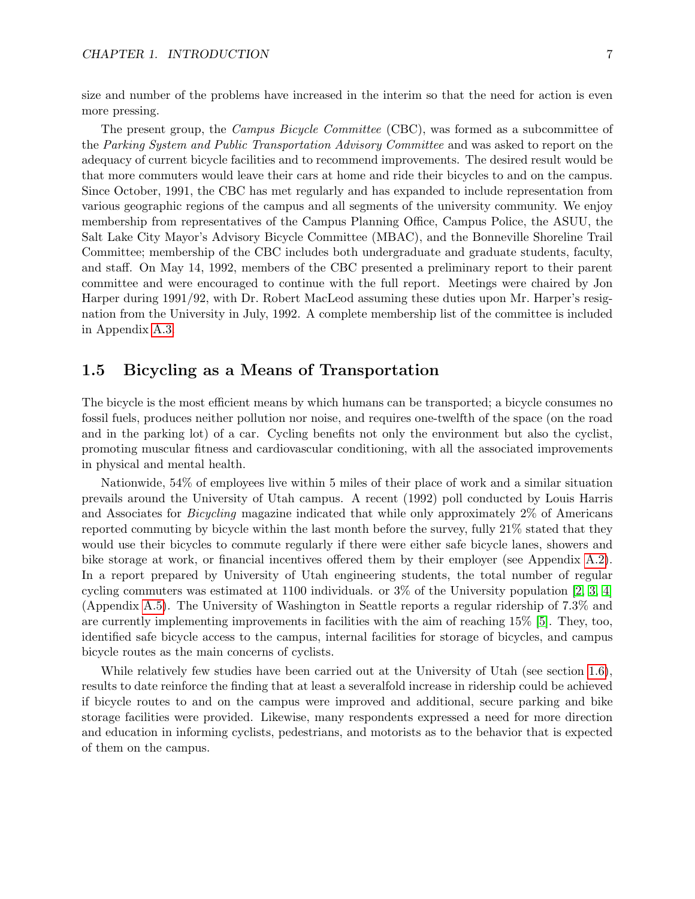size and number of the problems have increased in the interim so that the need for action is even more pressing.

The present group, the *Campus Bicycle Committee* (CBC), was formed as a subcommittee of the *Parking System and Public Transportation Advisory Committee* and was asked to report on the adequacy of current bicycle facilities and to recommend improvements. The desired result would be that more commuters would leave their cars at home and ride their bicycles to and on the campus. Since October, 1991, the CBC has met regularly and has expanded to include representation from various geographic regions of the campus and all segments of the university community. We enjoy membership from representatives of the Campus Planning Office, Campus Police, the ASUU, the Salt Lake City Mayor's Advisory Bicycle Committee (MBAC), and the Bonneville Shoreline Trail Committee; membership of the CBC includes both undergraduate and graduate students, faculty, and staff. On May 14, 1992, members of the CBC presented a preliminary report to their parent committee and were encouraged to continue with the full report. Meetings were chaired by Jon Harper during 1991/92, with Dr. Robert MacLeod assuming these duties upon Mr. Harper's resignation from the University in July, 1992. A complete membership list of the committee is included in Appendix A.3.

## 1.5 Bicycling as a Means of Transportation

The bicycle is the most efficient means by which humans can be transported; a bicycle consumes no fossil fuels, produces neither pollution nor noise, and requires one-twelfth of the space (on the road and in the parking lot) of a car. Cycling benefits not only the environment but also the cyclist, promoting muscular fitness and cardiovascular conditioning, with all the associated improvements in physical and mental health.

Nationwide, 54% of employees live within 5 miles of their place of work and a similar situation prevails around the University of Utah campus. A recent (1992) poll conducted by Louis Harris and Associates for *Bicycling* magazine indicated that while only approximately 2% of Americans reported commuting by bicycle within the last month before the survey, fully 21% stated that they would use their bicycles to commute regularly if there were either safe bicycle lanes, showers and bike storage at work, or financial incentives offered them by their employer (see Appendix A.2). In a report prepared by University of Utah engineering students, the total number of regular cycling commuters was estimated at 1100 individuals. or 3% of the University population [2, 3, 4] (Appendix A.5). The University of Washington in Seattle reports a regular ridership of 7.3% and are currently implementing improvements in facilities with the aim of reaching 15% [5]. They, too, identified safe bicycle access to the campus, internal facilities for storage of bicycles, and campus bicycle routes as the main concerns of cyclists.

While relatively few studies have been carried out at the University of Utah (see section 1.6), results to date reinforce the finding that at least a severalfold increase in ridership could be achieved if bicycle routes to and on the campus were improved and additional, secure parking and bike storage facilities were provided. Likewise, many respondents expressed a need for more direction and education in informing cyclists, pedestrians, and motorists as to the behavior that is expected of them on the campus.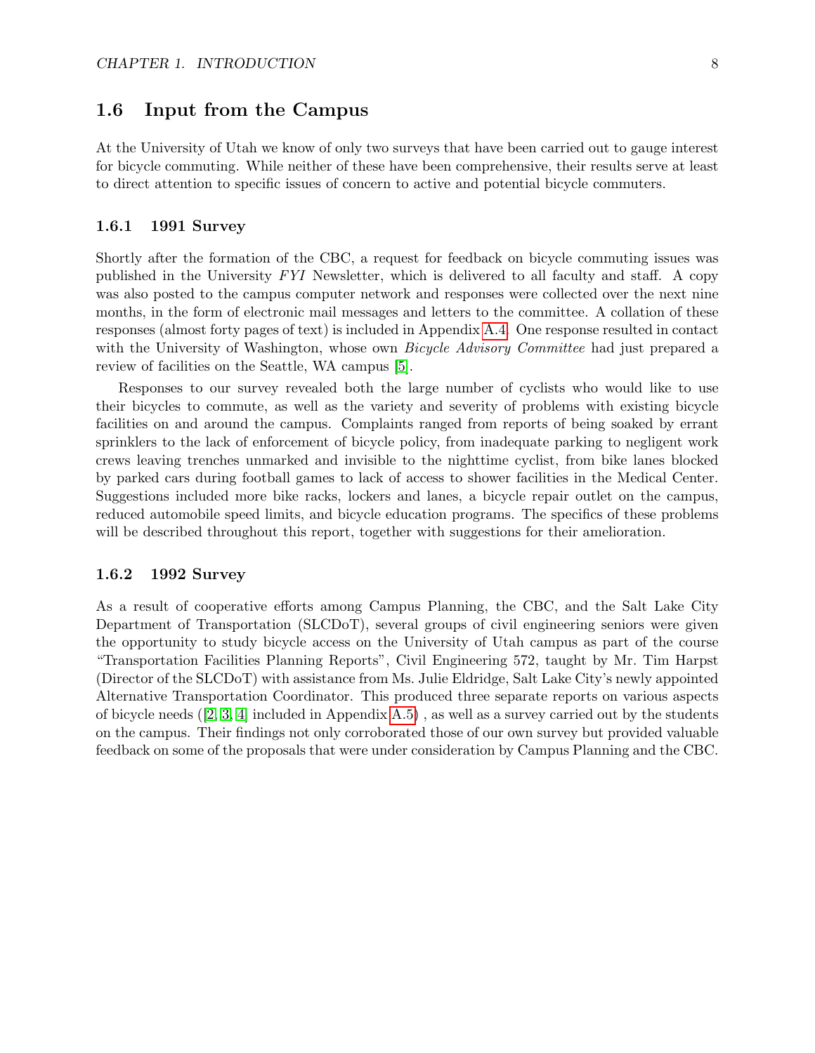## 1.6 Input from the Campus

At the University of Utah we know of only two surveys that have been carried out to gauge interest for bicycle commuting. While neither of these have been comprehensive, their results serve at least to direct attention to specific issues of concern to active and potential bicycle commuters.

### 1.6.1 1991 Survey

Shortly after the formation of the CBC, a request for feedback on bicycle commuting issues was published in the University *FYI* Newsletter, which is delivered to all faculty and staff. A copy was also posted to the campus computer network and responses were collected over the next nine months, in the form of electronic mail messages and letters to the committee. A collation of these responses (almost forty pages of text) is included in Appendix A.4. One response resulted in contact with the University of Washington, whose own *Bicycle Advisory Committee* had just prepared a review of facilities on the Seattle, WA campus [5].

Responses to our survey revealed both the large number of cyclists who would like to use their bicycles to commute, as well as the variety and severity of problems with existing bicycle facilities on and around the campus. Complaints ranged from reports of being soaked by errant sprinklers to the lack of enforcement of bicycle policy, from inadequate parking to negligent work crews leaving trenches unmarked and invisible to the nighttime cyclist, from bike lanes blocked by parked cars during football games to lack of access to shower facilities in the Medical Center. Suggestions included more bike racks, lockers and lanes, a bicycle repair outlet on the campus, reduced automobile speed limits, and bicycle education programs. The specifics of these problems will be described throughout this report, together with suggestions for their amelioration.

### 1.6.2 1992 Survey

As a result of cooperative efforts among Campus Planning, the CBC, and the Salt Lake City Department of Transportation (SLCDoT), several groups of civil engineering seniors were given the opportunity to study bicycle access on the University of Utah campus as part of the course "Transportation Facilities Planning Reports", Civil Engineering 572, taught by Mr. Tim Harpst (Director of the SLCDoT) with assistance from Ms. Julie Eldridge, Salt Lake City's newly appointed Alternative Transportation Coordinator. This produced three separate reports on various aspects of bicycle needs ([2, 3, 4] included in Appendix A.5) , as well as a survey carried out by the students on the campus. Their findings not only corroborated those of our own survey but provided valuable feedback on some of the proposals that were under consideration by Campus Planning and the CBC.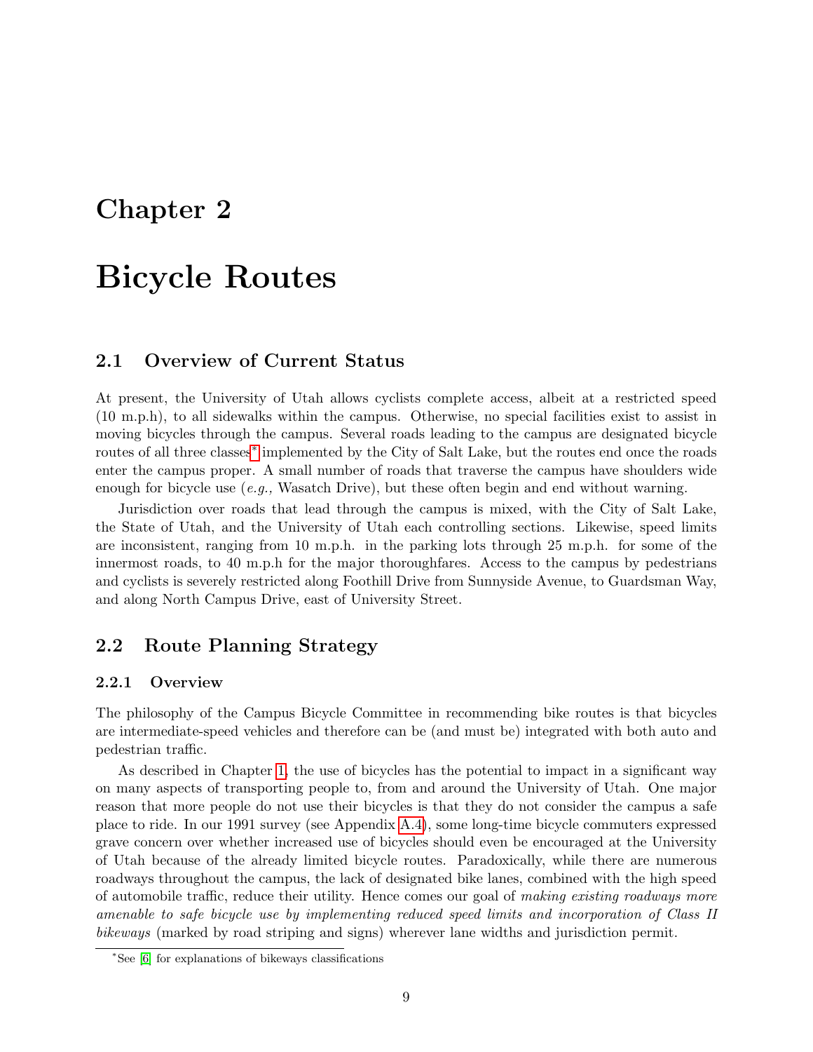# Chapter 2

# Bicycle Routes

## 2.1 Overview of Current Status

At present, the University of Utah allows cyclists complete access, albeit at a restricted speed (10 m.p.h), to all sidewalks within the campus. Otherwise, no special facilities exist to assist in moving bicycles through the campus. Several roads leading to the campus are designated bicycle routes of all three classes* implemented by the City of Salt Lake, but the routes end once the roads enter the campus proper. A small number of roads that traverse the campus have shoulders wide enough for bicycle use (*e.g.,* Wasatch Drive), but these often begin and end without warning.

Jurisdiction over roads that lead through the campus is mixed, with the City of Salt Lake, the State of Utah, and the University of Utah each controlling sections. Likewise, speed limits are inconsistent, ranging from 10 m.p.h. in the parking lots through 25 m.p.h. for some of the innermost roads, to 40 m.p.h for the major thoroughfares. Access to the campus by pedestrians and cyclists is severely restricted along Foothill Drive from Sunnyside Avenue, to Guardsman Way, and along North Campus Drive, east of University Street.

## 2.2 Route Planning Strategy

### 2.2.1 Overview

The philosophy of the Campus Bicycle Committee in recommending bike routes is that bicycles are intermediate-speed vehicles and therefore can be (and must be) integrated with both auto and pedestrian traffic.

As described in Chapter 1, the use of bicycles has the potential to impact in a significant way on many aspects of transporting people to, from and around the University of Utah. One major reason that more people do not use their bicycles is that they do not consider the campus a safe place to ride. In our 1991 survey (see Appendix A.4), some long-time bicycle commuters expressed grave concern over whether increased use of bicycles should even be encouraged at the University of Utah because of the already limited bicycle routes. Paradoxically, while there are numerous roadways throughout the campus, the lack of designated bike lanes, combined with the high speed of automobile traffic, reduce their utility. Hence comes our goal of *making existing roadways more amenable to safe bicycle use by implementing reduced speed limits and incorporation of Class II bikeways* (marked by road striping and signs) wherever lane widths and jurisdiction permit.

*See [6] for explanations of bikeways classifications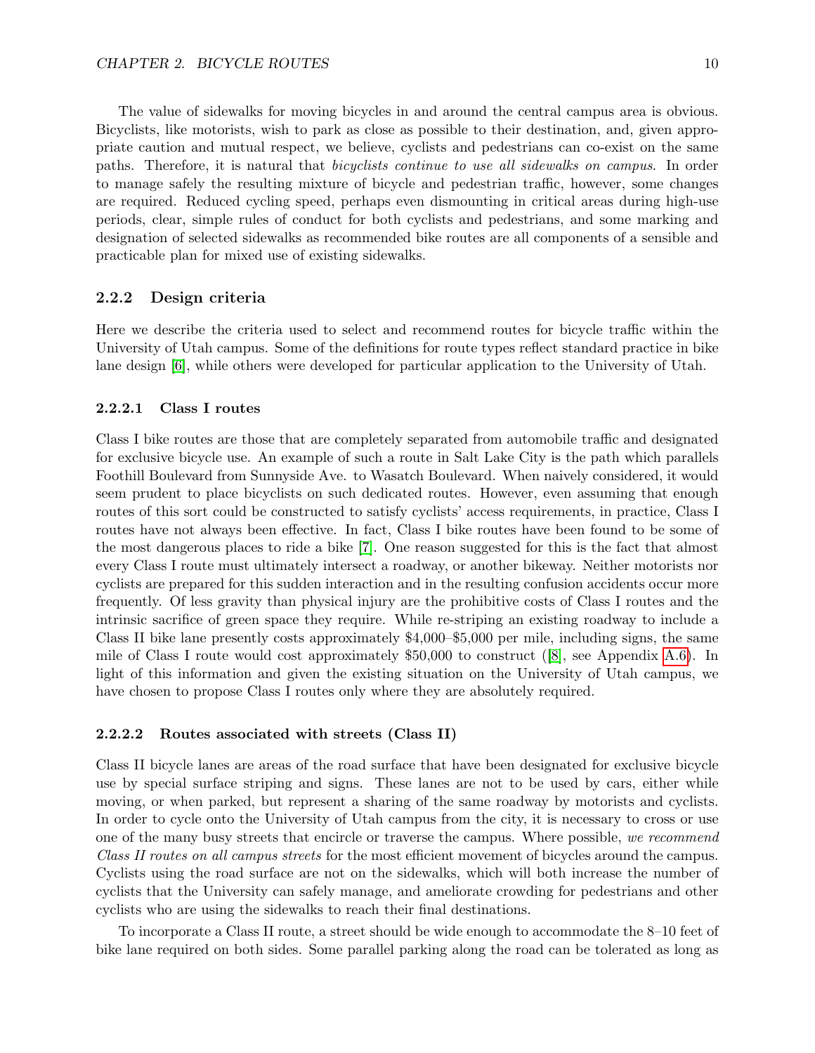The value of sidewalks for moving bicycles in and around the central campus area is obvious. Bicyclists, like motorists, wish to park as close as possible to their destination, and, given appropriate caution and mutual respect, we believe, cyclists and pedestrians can co-exist on the same paths. Therefore, it is natural that *bicyclists continue to use all sidewalks on campus*. In order to manage safely the resulting mixture of bicycle and pedestrian traffic, however, some changes are required. Reduced cycling speed, perhaps even dismounting in critical areas during high-use periods, clear, simple rules of conduct for both cyclists and pedestrians, and some marking and designation of selected sidewalks as recommended bike routes are all components of a sensible and practicable plan for mixed use of existing sidewalks.

### 2.2.2 Design criteria

Here we describe the criteria used to select and recommend routes for bicycle traffic within the University of Utah campus. Some of the definitions for route types reflect standard practice in bike lane design [6], while others were developed for particular application to the University of Utah.

#### 2.2.2.1 Class I routes

Class I bike routes are those that are completely separated from automobile traffic and designated for exclusive bicycle use. An example of such a route in Salt Lake City is the path which parallels Foothill Boulevard from Sunnyside Ave. to Wasatch Boulevard. When naively considered, it would seem prudent to place bicyclists on such dedicated routes. However, even assuming that enough routes of this sort could be constructed to satisfy cyclists' access requirements, in practice, Class I routes have not always been effective. In fact, Class I bike routes have been found to be some of the most dangerous places to ride a bike [7]. One reason suggested for this is the fact that almost every Class I route must ultimately intersect a roadway, or another bikeway. Neither motorists nor cyclists are prepared for this sudden interaction and in the resulting confusion accidents occur more frequently. Of less gravity than physical injury are the prohibitive costs of Class I routes and the intrinsic sacrifice of green space they require. While re-striping an existing roadway to include a Class II bike lane presently costs approximately $4,000–$5,000 per mile, including signs, the same mile of Class I route would cost approximately $50,000 to construct ([8], see Appendix A.6). In light of this information and given the existing situation on the University of Utah campus, we have chosen to propose Class I routes only where they are absolutely required.

#### 2.2.2.2 Routes associated with streets (Class II)

Class II bicycle lanes are areas of the road surface that have been designated for exclusive bicycle use by special surface striping and signs. These lanes are not to be used by cars, either while moving, or when parked, but represent a sharing of the same roadway by motorists and cyclists. In order to cycle onto the University of Utah campus from the city, it is necessary to cross or use one of the many busy streets that encircle or traverse the campus. Where possible, *we recommend Class II routes on all campus streets* for the most efficient movement of bicycles around the campus. Cyclists using the road surface are not on the sidewalks, which will both increase the number of cyclists that the University can safely manage, and ameliorate crowding for pedestrians and other cyclists who are using the sidewalks to reach their final destinations.

To incorporate a Class II route, a street should be wide enough to accommodate the 8–10 feet of bike lane required on both sides. Some parallel parking along the road can be tolerated as long as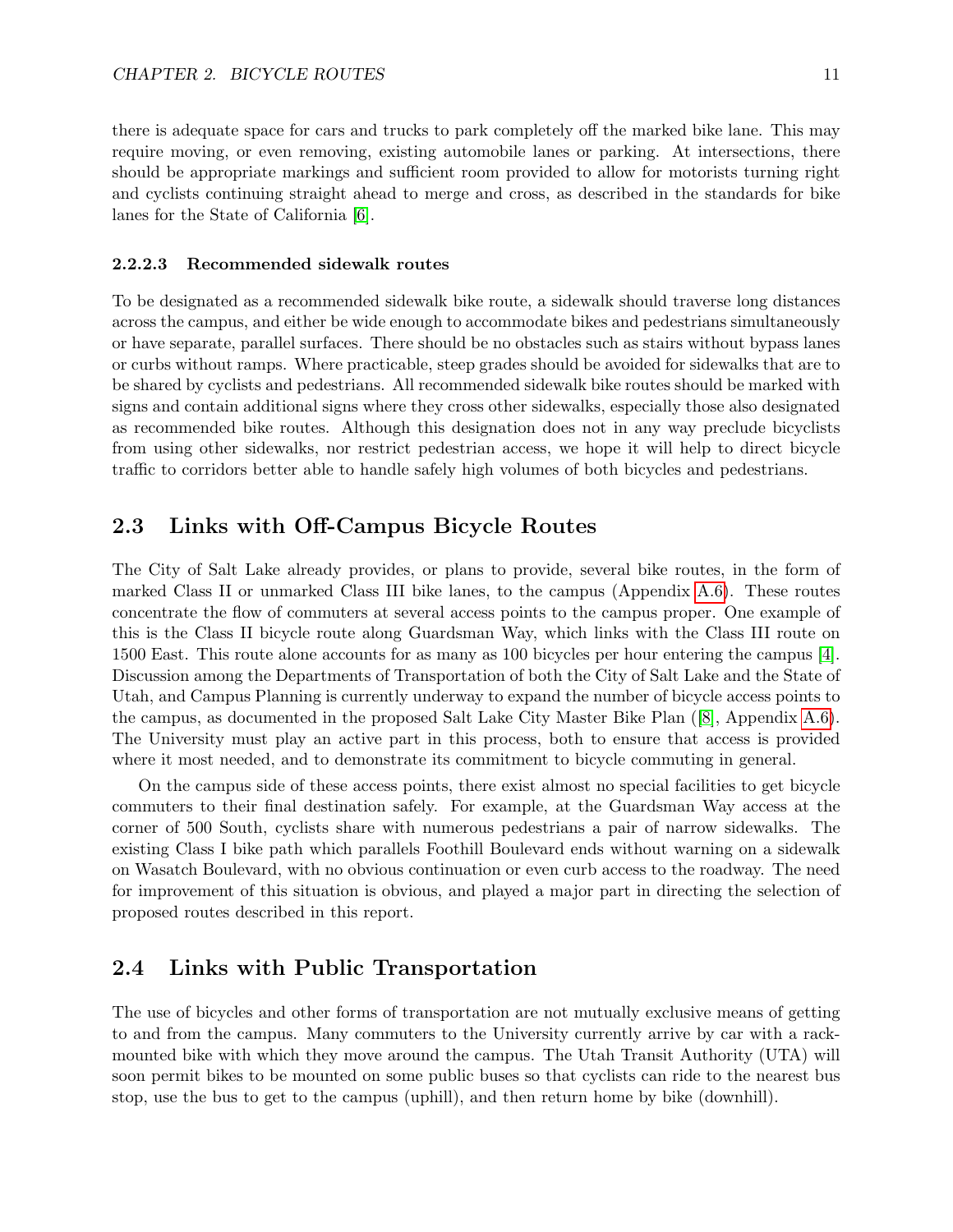there is adequate space for cars and trucks to park completely off the marked bike lane. This may require moving, or even removing, existing automobile lanes or parking. At intersections, there should be appropriate markings and sufficient room provided to allow for motorists turning right and cyclists continuing straight ahead to merge and cross, as described in the standards for bike lanes for the State of California [6].

#### 2.2.2.3 Recommended sidewalk routes

To be designated as a recommended sidewalk bike route, a sidewalk should traverse long distances across the campus, and either be wide enough to accommodate bikes and pedestrians simultaneously or have separate, parallel surfaces. There should be no obstacles such as stairs without bypass lanes or curbs without ramps. Where practicable, steep grades should be avoided for sidewalks that are to be shared by cyclists and pedestrians. All recommended sidewalk bike routes should be marked with signs and contain additional signs where they cross other sidewalks, especially those also designated as recommended bike routes. Although this designation does not in any way preclude bicyclists from using other sidewalks, nor restrict pedestrian access, we hope it will help to direct bicycle traffic to corridors better able to handle safely high volumes of both bicycles and pedestrians.

## 2.3 Links with Off-Campus Bicycle Routes

The City of Salt Lake already provides, or plans to provide, several bike routes, in the form of marked Class II or unmarked Class III bike lanes, to the campus (Appendix A.6). These routes concentrate the flow of commuters at several access points to the campus proper. One example of this is the Class II bicycle route along Guardsman Way, which links with the Class III route on 1500 East. This route alone accounts for as many as 100 bicycles per hour entering the campus [4]. Discussion among the Departments of Transportation of both the City of Salt Lake and the State of Utah, and Campus Planning is currently underway to expand the number of bicycle access points to the campus, as documented in the proposed Salt Lake City Master Bike Plan ([8], Appendix A.6). The University must play an active part in this process, both to ensure that access is provided where it most needed, and to demonstrate its commitment to bicycle commuting in general.

On the campus side of these access points, there exist almost no special facilities to get bicycle commuters to their final destination safely. For example, at the Guardsman Way access at the corner of 500 South, cyclists share with numerous pedestrians a pair of narrow sidewalks. The existing Class I bike path which parallels Foothill Boulevard ends without warning on a sidewalk on Wasatch Boulevard, with no obvious continuation or even curb access to the roadway. The need for improvement of this situation is obvious, and played a major part in directing the selection of proposed routes described in this report.

## 2.4 Links with Public Transportation

The use of bicycles and other forms of transportation are not mutually exclusive means of getting to and from the campus. Many commuters to the University currently arrive by car with a rack-mounted bike with which they move around the campus. The Utah Transit Authority (UTA) will soon permit bikes to be mounted on some public buses so that cyclists can ride to the nearest bus stop, use the bus to get to the campus (uphill), and then return home by bike (downhill).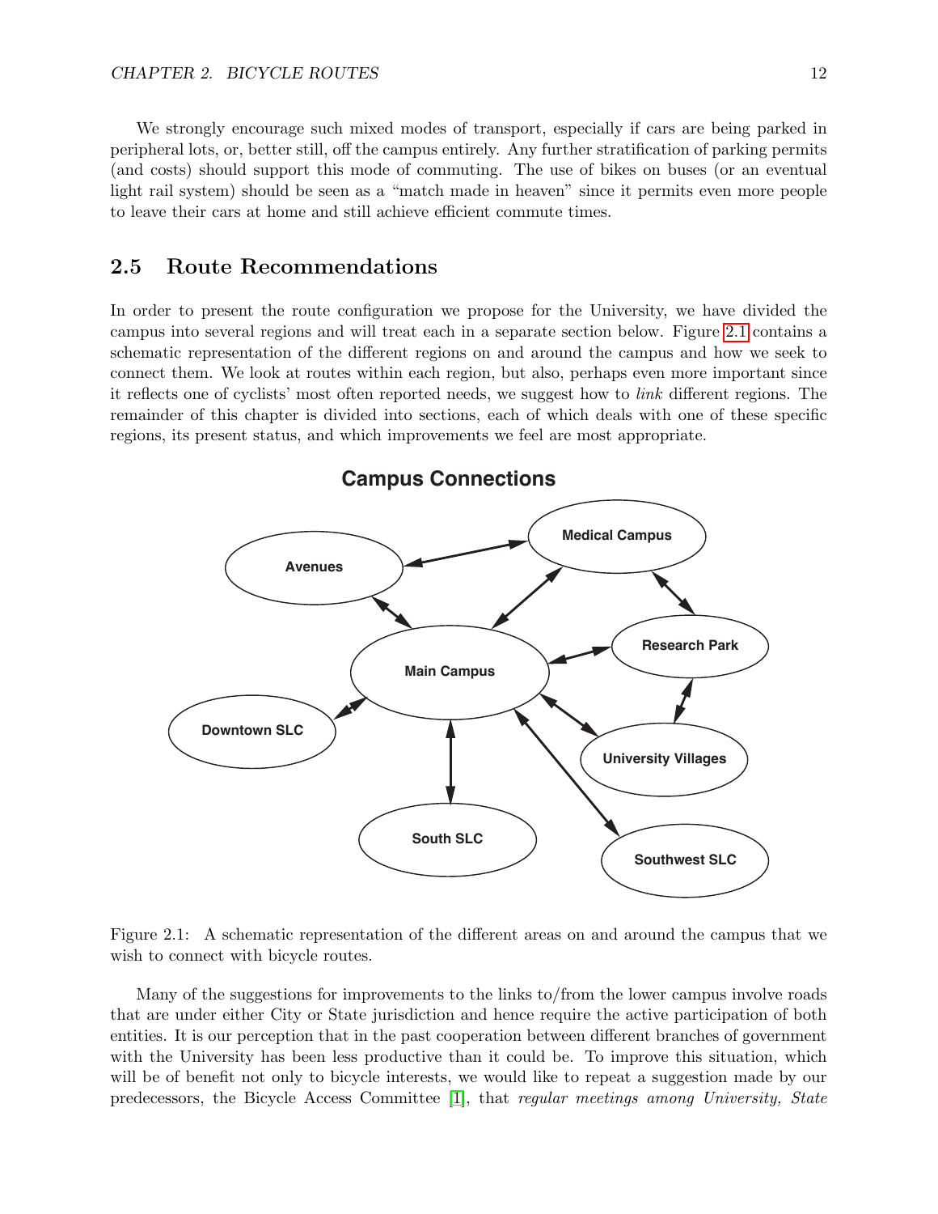We strongly encourage such mixed modes of transport, especially if cars are being parked in peripheral lots, or, better still, off the campus entirely. Any further stratification of parking permits (and costs) should support this mode of commuting. The use of bikes on buses (or an eventual light rail system) should be seen as a "match made in heaven" since it permits even more people to leave their cars at home and still achieve efficient commute times.

## 2.5 Route Recommendations

In order to present the route configuration we propose for the University, we have divided the campus into several regions and will treat each in a separate section below. Figure 2.1 contains a schematic representation of the different regions on and around the campus and how we seek to connect them. We look at routes within each region, but also, perhaps even more important since it reflects one of cyclists' most often reported needs, we suggest how to *link* different regions. The remainder of this chapter is divided into sections, each of which deals with one of these specific regions, its present status, and which improvements we feel are most appropriate.

**Campus Connections**

Figure 2.1: A schematic representation of the different areas on and around the campus that we wish to connect with bicycle routes.

Many of the suggestions for improvements to the links to/from the lower campus involve roads that are under either City or State jurisdiction and hence require the active participation of both entities. It is our perception that in the past cooperation between different branches of government with the University has been less productive than it could be. To improve this situation, which will be of benefit not only to bicycle interests, we would like to repeat a suggestion made by our predecessors, the Bicycle Access Committee [1], that *regular meetings among University, State*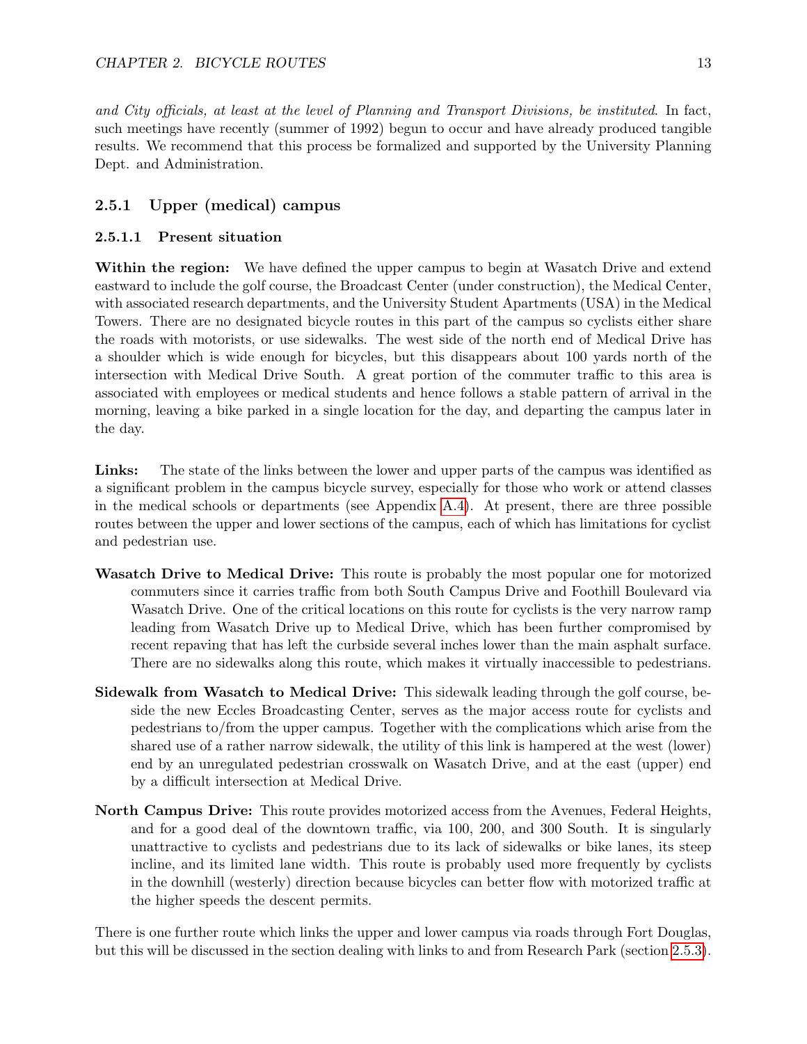*and City officials, at least at the level of Planning and Transport Divisions, be instituted*. In fact, such meetings have recently (summer of 1992) begun to occur and have already produced tangible results. We recommend that this process be formalized and supported by the University Planning Dept. and Administration.

### 2.5.1 Upper (medical) campus

#### 2.5.1.1 Present situation

**Within the region:** We have defined the upper campus to begin at Wasatch Drive and extend eastward to include the golf course, the Broadcast Center (under construction), the Medical Center, with associated research departments, and the University Student Apartments (USA) in the Medical Towers. There are no designated bicycle routes in this part of the campus so cyclists either share the roads with motorists, or use sidewalks. The west side of the north end of Medical Drive has a shoulder which is wide enough for bicycles, but this disappears about 100 yards north of the intersection with Medical Drive South. A great portion of the commuter traffic to this area is associated with employees or medical students and hence follows a stable pattern of arrival in the morning, leaving a bike parked in a single location for the day, and departing the campus later in the day.

**Links:** The state of the links between the lower and upper parts of the campus was identified as a significant problem in the campus bicycle survey, especially for those who work or attend classes in the medical schools or departments (see Appendix A.4). At present, there are three possible routes between the upper and lower sections of the campus, each of which has limitations for cyclist and pedestrian use.

**Wasatch Drive to Medical Drive:** This route is probably the most popular one for motorized commuters since it carries traffic from both South Campus Drive and Foothill Boulevard via Wasatch Drive. One of the critical locations on this route for cyclists is the very narrow ramp leading from Wasatch Drive up to Medical Drive, which has been further compromised by recent repaving that has left the curbside several inches lower than the main asphalt surface. There are no sidewalks along this route, which makes it virtually inaccessible to pedestrians.

**Sidewalk from Wasatch to Medical Drive:** This sidewalk leading through the golf course, beside the new Eccles Broadcasting Center, serves as the major access route for cyclists and pedestrians to/from the upper campus. Together with the complications which arise from the shared use of a rather narrow sidewalk, the utility of this link is hampered at the west (lower) end by an unregulated pedestrian crosswalk on Wasatch Drive, and at the east (upper) end by a difficult intersection at Medical Drive.

**North Campus Drive:** This route provides motorized access from the Avenues, Federal Heights, and for a good deal of the downtown traffic, via 100, 200, and 300 South. It is singularly unattractive to cyclists and pedestrians due to its lack of sidewalks or bike lanes, its steep incline, and its limited lane width. This route is probably used more frequently by cyclists in the downhill (westerly) direction because bicycles can better flow with motorized traffic at the higher speeds the descent permits.

There is one further route which links the upper and lower campus via roads through Fort Douglas, but this will be discussed in the section dealing with links to and from Research Park (section 2.5.3).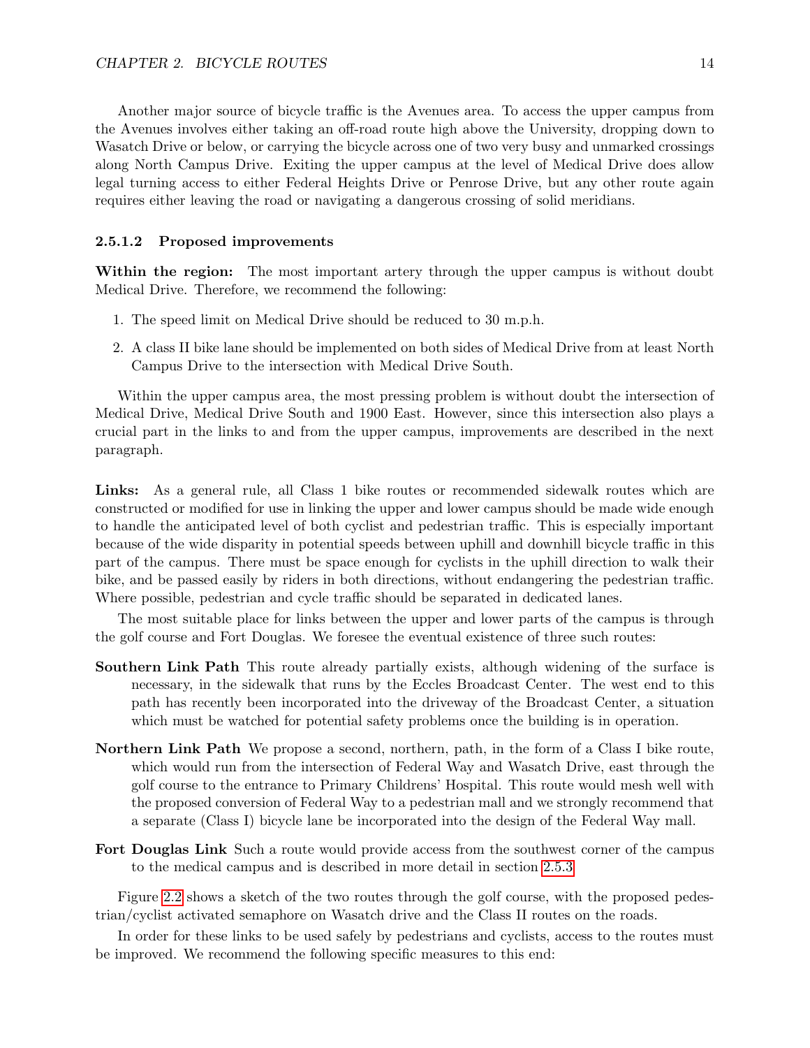Another major source of bicycle traffic is the Avenues area. To access the upper campus from the Avenues involves either taking an off-road route high above the University, dropping down to Wasatch Drive or below, or carrying the bicycle across one of two very busy and unmarked crossings along North Campus Drive. Exiting the upper campus at the level of Medical Drive does allow legal turning access to either Federal Heights Drive or Penrose Drive, but any other route again requires either leaving the road or navigating a dangerous crossing of solid meridians.

#### 2.5.1.2 Proposed improvements

**Within the region:** The most important artery through the upper campus is without doubt Medical Drive. Therefore, we recommend the following:

1. The speed limit on Medical Drive should be reduced to 30 m.p.h.
2. A class II bike lane should be implemented on both sides of Medical Drive from at least North Campus Drive to the intersection with Medical Drive South.

Within the upper campus area, the most pressing problem is without doubt the intersection of Medical Drive, Medical Drive South and 1900 East. However, since this intersection also plays a crucial part in the links to and from the upper campus, improvements are described in the next paragraph.

**Links:** As a general rule, all Class 1 bike routes or recommended sidewalk routes which are constructed or modified for use in linking the upper and lower campus should be made wide enough to handle the anticipated level of both cyclist and pedestrian traffic. This is especially important because of the wide disparity in potential speeds between uphill and downhill bicycle traffic in this part of the campus. There must be space enough for cyclists in the uphill direction to walk their bike, and be passed easily by riders in both directions, without endangering the pedestrian traffic. Where possible, pedestrian and cycle traffic should be separated in dedicated lanes.

The most suitable place for links between the upper and lower parts of the campus is through the golf course and Fort Douglas. We foresee the eventual existence of three such routes:

**Southern Link Path** This route already partially exists, although widening of the surface is necessary, in the sidewalk that runs by the Eccles Broadcast Center. The west end to this path has recently been incorporated into the driveway of the Broadcast Center, a situation which must be watched for potential safety problems once the building is in operation.

**Northern Link Path** We propose a second, northern, path, in the form of a Class I bike route, which would run from the intersection of Federal Way and Wasatch Drive, east through the golf course to the entrance to Primary Childrens' Hospital. This route would mesh well with the proposed conversion of Federal Way to a pedestrian mall and we strongly recommend that a separate (Class I) bicycle lane be incorporated into the design of the Federal Way mall.

**Fort Douglas Link** Such a route would provide access from the southwest corner of the campus to the medical campus and is described in more detail in section 2.5.3

Figure 2.2 shows a sketch of the two routes through the golf course, with the proposed pedestrian/cyclist activated semaphore on Wasatch drive and the Class II routes on the roads.

In order for these links to be used safely by pedestrians and cyclists, access to the routes must be improved. We recommend the following specific measures to this end: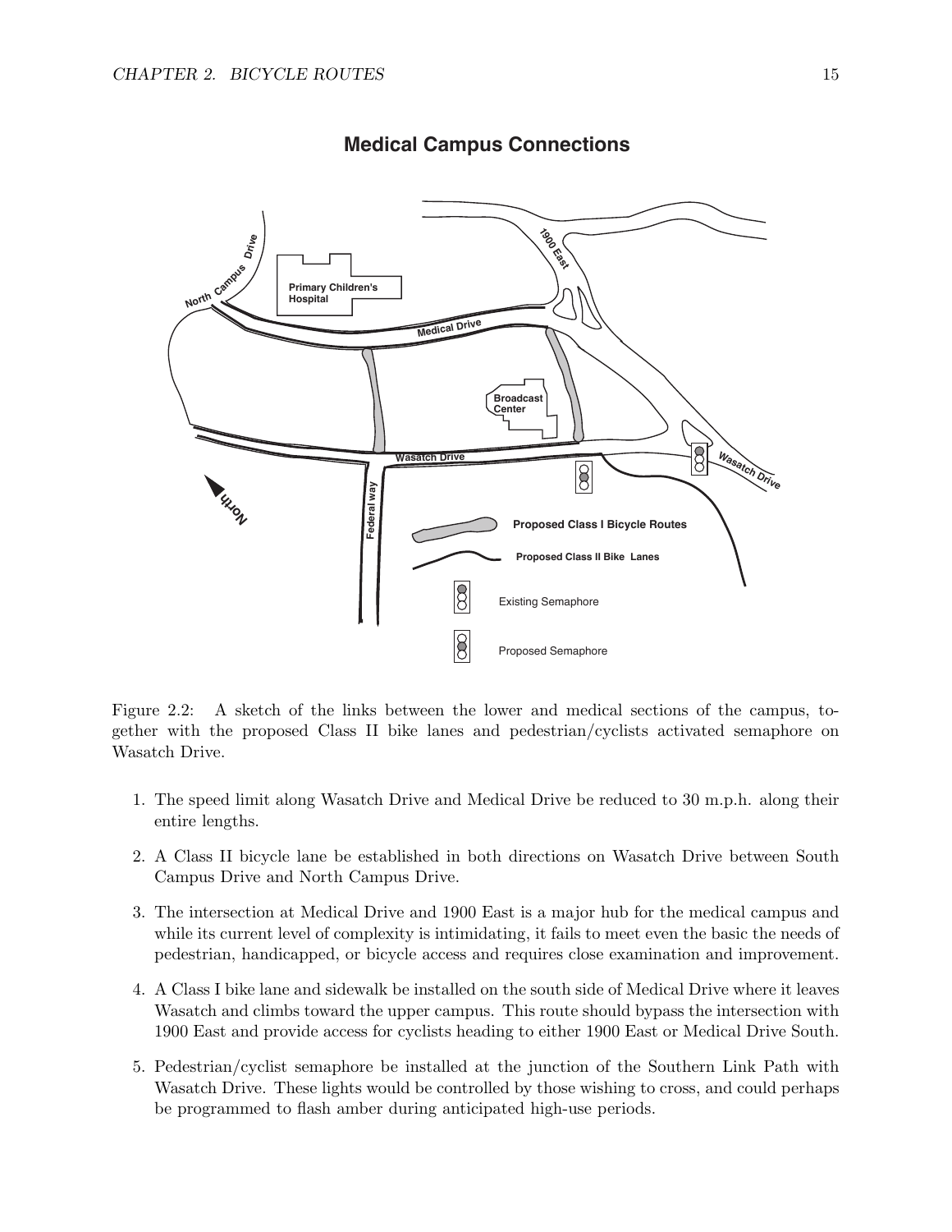Figure 2.2: A sketch of the links between the lower and medical sections of the campus, together with the proposed Class II bike lanes and pedestrian/cyclists activated semaphore on Wasatch Drive.

1. The speed limit along Wasatch Drive and Medical Drive be reduced to 30 m.p.h. along their entire lengths.
2. A Class II bicycle lane be established in both directions on Wasatch Drive between South Campus Drive and North Campus Drive.
3. The intersection at Medical Drive and 1900 East is a major hub for the medical campus and while its current level of complexity is intimidating, it fails to meet even the basic the needs of pedestrian, handicapped, or bicycle access and requires close examination and improvement.
4. A Class I bike lane and sidewalk be installed on the south side of Medical Drive where it leaves Wasatch and climbs toward the upper campus. This route should bypass the intersection with 1900 East and provide access for cyclists heading to either 1900 East or Medical Drive South.
5. Pedestrian/cyclist semaphore be installed at the junction of the Southern Link Path with Wasatch Drive. These lights would be controlled by those wishing to cross, and could perhaps be programmed to flash amber during anticipated high-use periods.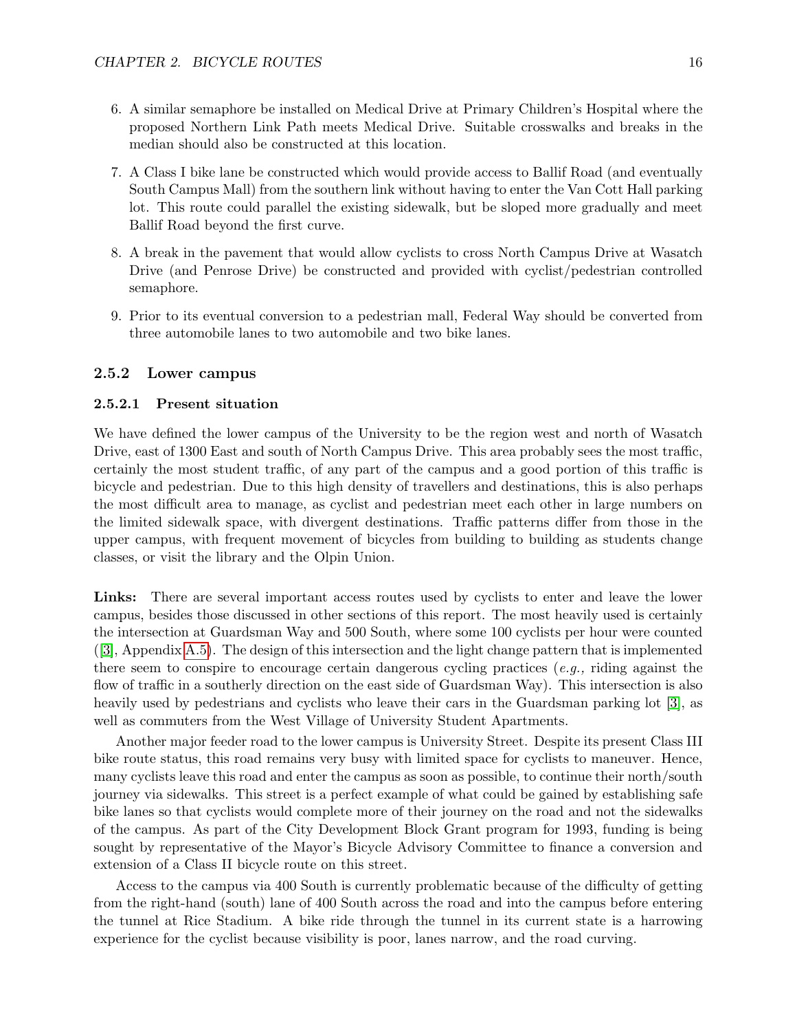6. A similar semaphore be installed on Medical Drive at Primary Children's Hospital where the proposed Northern Link Path meets Medical Drive. Suitable crosswalks and breaks in the median should also be constructed at this location.

7. A Class I bike lane be constructed which would provide access to Ballif Road (and eventually South Campus Mall) from the southern link without having to enter the Van Cott Hall parking lot. This route could parallel the existing sidewalk, but be sloped more gradually and meet Ballif Road beyond the first curve.

8. A break in the pavement that would allow cyclists to cross North Campus Drive at Wasatch Drive (and Penrose Drive) be constructed and provided with cyclist/pedestrian controlled semaphore.

9. Prior to its eventual conversion to a pedestrian mall, Federal Way should be converted from three automobile lanes to two automobile and two bike lanes.

### 2.5.2 Lower campus

#### 2.5.2.1 Present situation

We have defined the lower campus of the University to be the region west and north of Wasatch Drive, east of 1300 East and south of North Campus Drive. This area probably sees the most traffic, certainly the most student traffic, of any part of the campus and a good portion of this traffic is bicycle and pedestrian. Due to this high density of travellers and destinations, this is also perhaps the most difficult area to manage, as cyclist and pedestrian meet each other in large numbers on the limited sidewalk space, with divergent destinations. Traffic patterns differ from those in the upper campus, with frequent movement of bicycles from building to building as students change classes, or visit the library and the Olpin Union.

**Links:** There are several important access routes used by cyclists to enter and leave the lower campus, besides those discussed in other sections of this report. The most heavily used is certainly the intersection at Guardsman Way and 500 South, where some 100 cyclists per hour were counted ([3], Appendix A.5). The design of this intersection and the light change pattern that is implemented there seem to conspire to encourage certain dangerous cycling practices (*e.g.,* riding against the flow of traffic in a southerly direction on the east side of Guardsman Way). This intersection is also heavily used by pedestrians and cyclists who leave their cars in the Guardsman parking lot [3], as well as commuters from the West Village of University Student Apartments.

Another major feeder road to the lower campus is University Street. Despite its present Class III bike route status, this road remains very busy with limited space for cyclists to maneuver. Hence, many cyclists leave this road and enter the campus as soon as possible, to continue their north/south journey via sidewalks. This street is a perfect example of what could be gained by establishing safe bike lanes so that cyclists would complete more of their journey on the road and not the sidewalks of the campus. As part of the City Development Block Grant program for 1993, funding is being sought by representative of the Mayor's Bicycle Advisory Committee to finance a conversion and extension of a Class II bicycle route on this street.

Access to the campus via 400 South is currently problematic because of the difficulty of getting from the right-hand (south) lane of 400 South across the road and into the campus before entering the tunnel at Rice Stadium. A bike ride through the tunnel in its current state is a harrowing experience for the cyclist because visibility is poor, lanes narrow, and the road curving.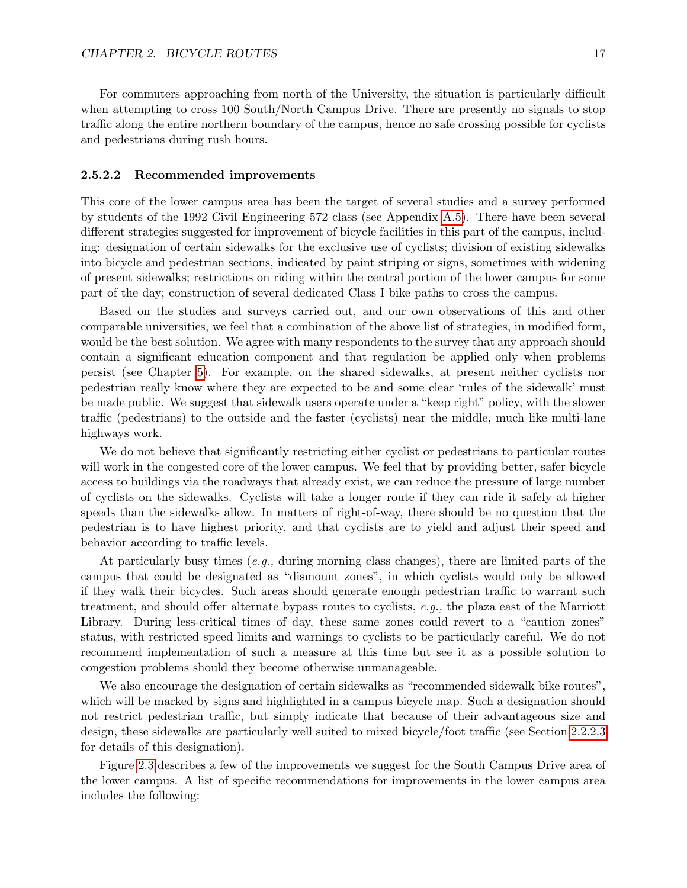For commuters approaching from north of the University, the situation is particularly difficult when attempting to cross 100 South/North Campus Drive. There are presently no signals to stop traffic along the entire northern boundary of the campus, hence no safe crossing possible for cyclists and pedestrians during rush hours.

#### 2.5.2.2 Recommended improvements

This core of the lower campus area has been the target of several studies and a survey performed by students of the 1992 Civil Engineering 572 class (see Appendix A.5). There have been several different strategies suggested for improvement of bicycle facilities in this part of the campus, including: designation of certain sidewalks for the exclusive use of cyclists; division of existing sidewalks into bicycle and pedestrian sections, indicated by paint striping or signs, sometimes with widening of present sidewalks; restrictions on riding within the central portion of the lower campus for some part of the day; construction of several dedicated Class I bike paths to cross the campus.

Based on the studies and surveys carried out, and our own observations of this and other comparable universities, we feel that a combination of the above list of strategies, in modified form, would be the best solution. We agree with many respondents to the survey that any approach should contain a significant education component and that regulation be applied only when problems persist (see Chapter 5). For example, on the shared sidewalks, at present neither cyclists nor pedestrian really know where they are expected to be and some clear 'rules of the sidewalk' must be made public. We suggest that sidewalk users operate under a "keep right" policy, with the slower traffic (pedestrians) to the outside and the faster (cyclists) near the middle, much like multi-lane highways work.

We do not believe that significantly restricting either cyclist or pedestrians to particular routes will work in the congested core of the lower campus. We feel that by providing better, safer bicycle access to buildings via the roadways that already exist, we can reduce the pressure of large number of cyclists on the sidewalks. Cyclists will take a longer route if they can ride it safely at higher speeds than the sidewalks allow. In matters of right-of-way, there should be no question that the pedestrian is to have highest priority, and that cyclists are to yield and adjust their speed and behavior according to traffic levels.

At particularly busy times (*e.g.,* during morning class changes), there are limited parts of the campus that could be designated as "dismount zones", in which cyclists would only be allowed if they walk their bicycles. Such areas should generate enough pedestrian traffic to warrant such treatment, and should offer alternate bypass routes to cyclists, *e.g.,* the plaza east of the Marriott Library. During less-critical times of day, these same zones could revert to a "caution zones" status, with restricted speed limits and warnings to cyclists to be particularly careful. We do not recommend implementation of such a measure at this time but see it as a possible solution to congestion problems should they become otherwise unmanageable.

We also encourage the designation of certain sidewalks as "recommended sidewalk bike routes", which will be marked by signs and highlighted in a campus bicycle map. Such a designation should not restrict pedestrian traffic, but simply indicate that because of their advantageous size and design, these sidewalks are particularly well suited to mixed bicycle/foot traffic (see Section 2.2.2.3 for details of this designation).

Figure 2.3 describes a few of the improvements we suggest for the South Campus Drive area of the lower campus. A list of specific recommendations for improvements in the lower campus area includes the following: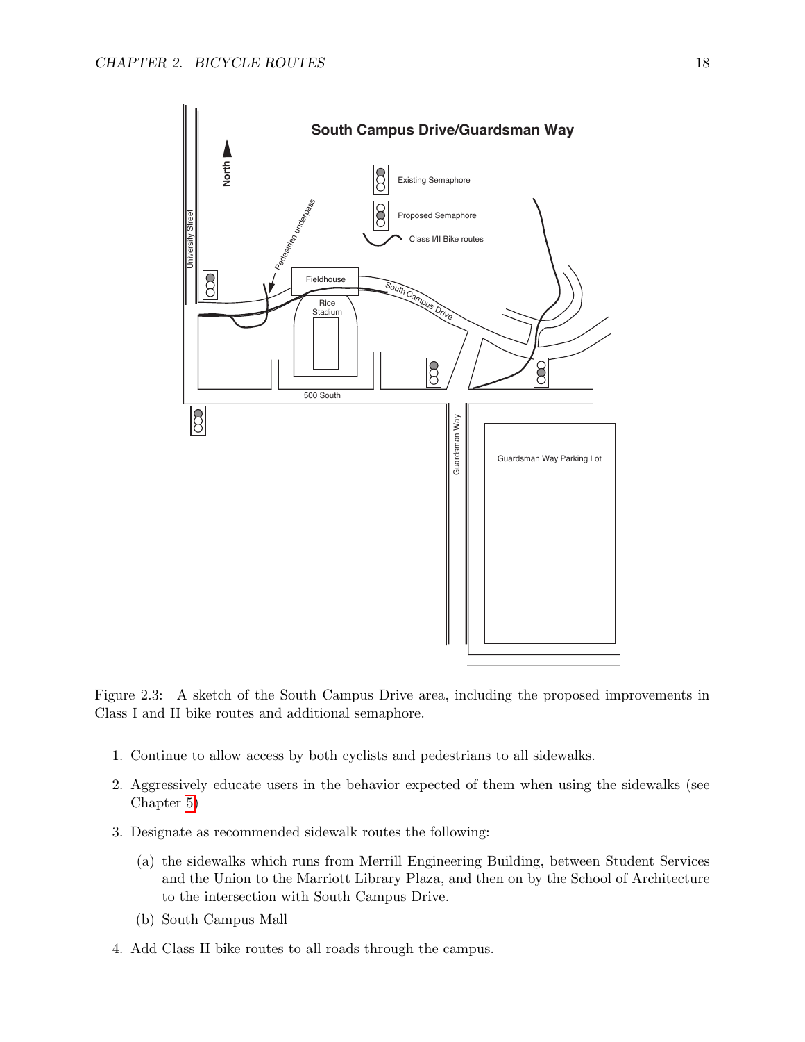Figure 2.3: A sketch of the South Campus Drive area, including the proposed improvements in Class I and II bike routes and additional semaphore.

1. Continue to allow access by both cyclists and pedestrians to all sidewalks.
2. Aggressively educate users in the behavior expected of them when using the sidewalks (see Chapter 5)
3. Designate as recommended sidewalk routes the following:
   (a) the sidewalks which runs from Merrill Engineering Building, between Student Services and the Union to the Marriott Library Plaza, and then on by the School of Architecture to the intersection with South Campus Drive.
   (b) South Campus Mall
4. Add Class II bike routes to all roads through the campus.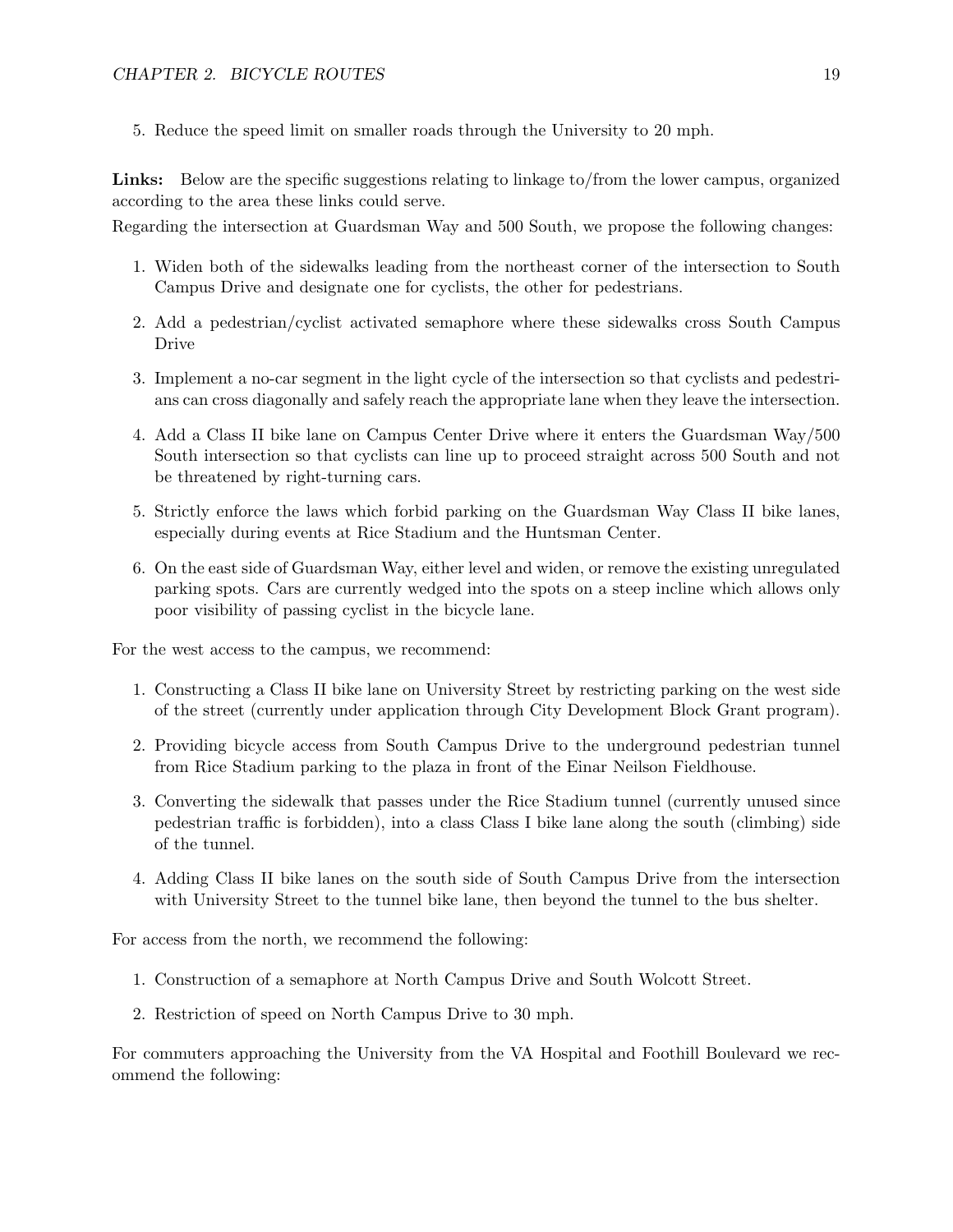5. Reduce the speed limit on smaller roads through the University to 20 mph.

**Links:** Below are the specific suggestions relating to linkage to/from the lower campus, organized according to the area these links could serve.

Regarding the intersection at Guardsman Way and 500 South, we propose the following changes:

1. Widen both of the sidewalks leading from the northeast corner of the intersection to South Campus Drive and designate one for cyclists, the other for pedestrians.
2. Add a pedestrian/cyclist activated semaphore where these sidewalks cross South Campus Drive
3. Implement a no-car segment in the light cycle of the intersection so that cyclists and pedestrians can cross diagonally and safely reach the appropriate lane when they leave the intersection.
4. Add a Class II bike lane on Campus Center Drive where it enters the Guardsman Way/500 South intersection so that cyclists can line up to proceed straight across 500 South and not be threatened by right-turning cars.
5. Strictly enforce the laws which forbid parking on the Guardsman Way Class II bike lanes, especially during events at Rice Stadium and the Huntsman Center.
6. On the east side of Guardsman Way, either level and widen, or remove the existing unregulated parking spots. Cars are currently wedged into the spots on a steep incline which allows only poor visibility of passing cyclist in the bicycle lane.

For the west access to the campus, we recommend:

1. Constructing a Class II bike lane on University Street by restricting parking on the west side of the street (currently under application through City Development Block Grant program).
2. Providing bicycle access from South Campus Drive to the underground pedestrian tunnel from Rice Stadium parking to the plaza in front of the Einar Neilson Fieldhouse.
3. Converting the sidewalk that passes under the Rice Stadium tunnel (currently unused since pedestrian traffic is forbidden), into a class Class I bike lane along the south (climbing) side of the tunnel.
4. Adding Class II bike lanes on the south side of South Campus Drive from the intersection with University Street to the tunnel bike lane, then beyond the tunnel to the bus shelter.

For access from the north, we recommend the following:

1. Construction of a semaphore at North Campus Drive and South Wolcott Street.
2. Restriction of speed on North Campus Drive to 30 mph.

For commuters approaching the University from the VA Hospital and Foothill Boulevard we recommend the following: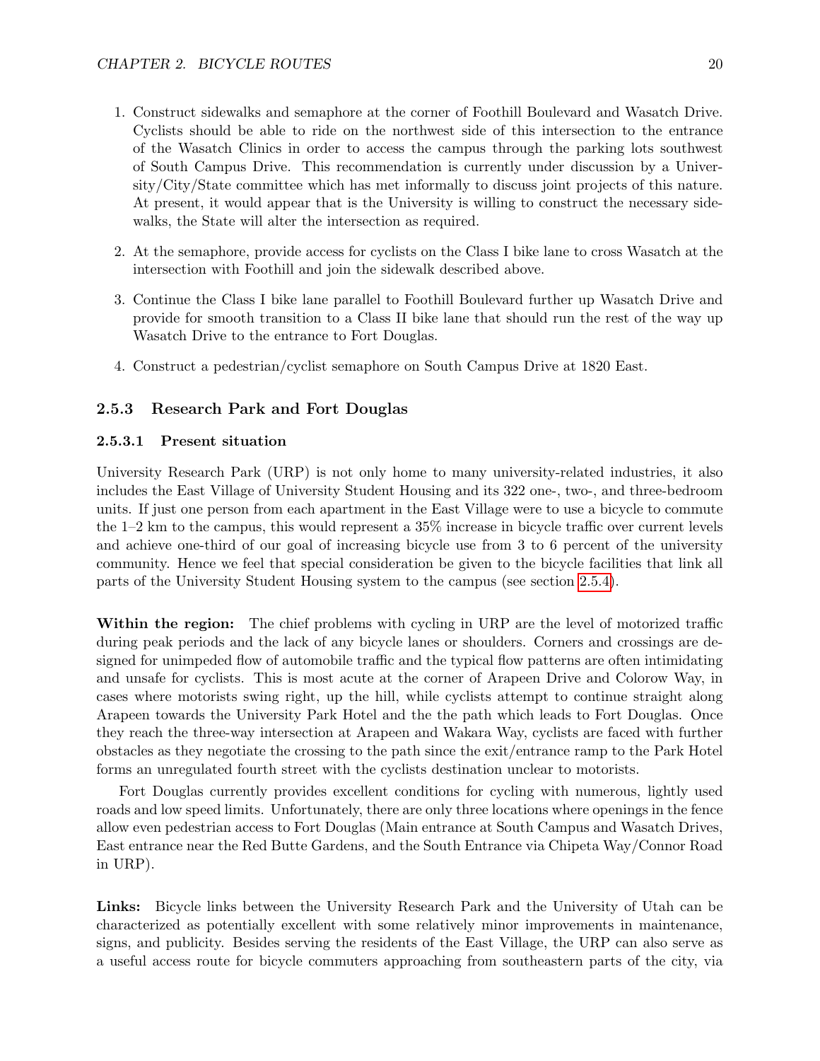1. Construct sidewalks and semaphore at the corner of Foothill Boulevard and Wasatch Drive. Cyclists should be able to ride on the northwest side of this intersection to the entrance of the Wasatch Clinics in order to access the campus through the parking lots southwest of South Campus Drive. This recommendation is currently under discussion by a University/City/State committee which has met informally to discuss joint projects of this nature. At present, it would appear that is the University is willing to construct the necessary sidewalks, the State will alter the intersection as required.

2. At the semaphore, provide access for cyclists on the Class I bike lane to cross Wasatch at the intersection with Foothill and join the sidewalk described above.

3. Continue the Class I bike lane parallel to Foothill Boulevard further up Wasatch Drive and provide for smooth transition to a Class II bike lane that should run the rest of the way up Wasatch Drive to the entrance to Fort Douglas.

4. Construct a pedestrian/cyclist semaphore on South Campus Drive at 1820 East.

### 2.5.3 Research Park and Fort Douglas

#### 2.5.3.1 Present situation

University Research Park (URP) is not only home to many university-related industries, it also includes the East Village of University Student Housing and its 322 one-, two-, and three-bedroom units. If just one person from each apartment in the East Village were to use a bicycle to commute the 1–2 km to the campus, this would represent a 35% increase in bicycle traffic over current levels and achieve one-third of our goal of increasing bicycle use from 3 to 6 percent of the university community. Hence we feel that special consideration be given to the bicycle facilities that link all parts of the University Student Housing system to the campus (see section 2.5.4).

**Within the region:** The chief problems with cycling in URP are the level of motorized traffic during peak periods and the lack of any bicycle lanes or shoulders. Corners and crossings are designed for unimpeded flow of automobile traffic and the typical flow patterns are often intimidating and unsafe for cyclists. This is most acute at the corner of Arapeen Drive and Colorow Way, in cases where motorists swing right, up the hill, while cyclists attempt to continue straight along Arapeen towards the University Park Hotel and the the path which leads to Fort Douglas. Once they reach the three-way intersection at Arapeen and Wakara Way, cyclists are faced with further obstacles as they negotiate the crossing to the path since the exit/entrance ramp to the Park Hotel forms an unregulated fourth street with the cyclists destination unclear to motorists.

Fort Douglas currently provides excellent conditions for cycling with numerous, lightly used roads and low speed limits. Unfortunately, there are only three locations where openings in the fence allow even pedestrian access to Fort Douglas (Main entrance at South Campus and Wasatch Drives, East entrance near the Red Butte Gardens, and the South Entrance via Chipeta Way/Connor Road in URP).

**Links:** Bicycle links between the University Research Park and the University of Utah can be characterized as potentially excellent with some relatively minor improvements in maintenance, signs, and publicity. Besides serving the residents of the East Village, the URP can also serve as a useful access route for bicycle commuters approaching from southeastern parts of the city, via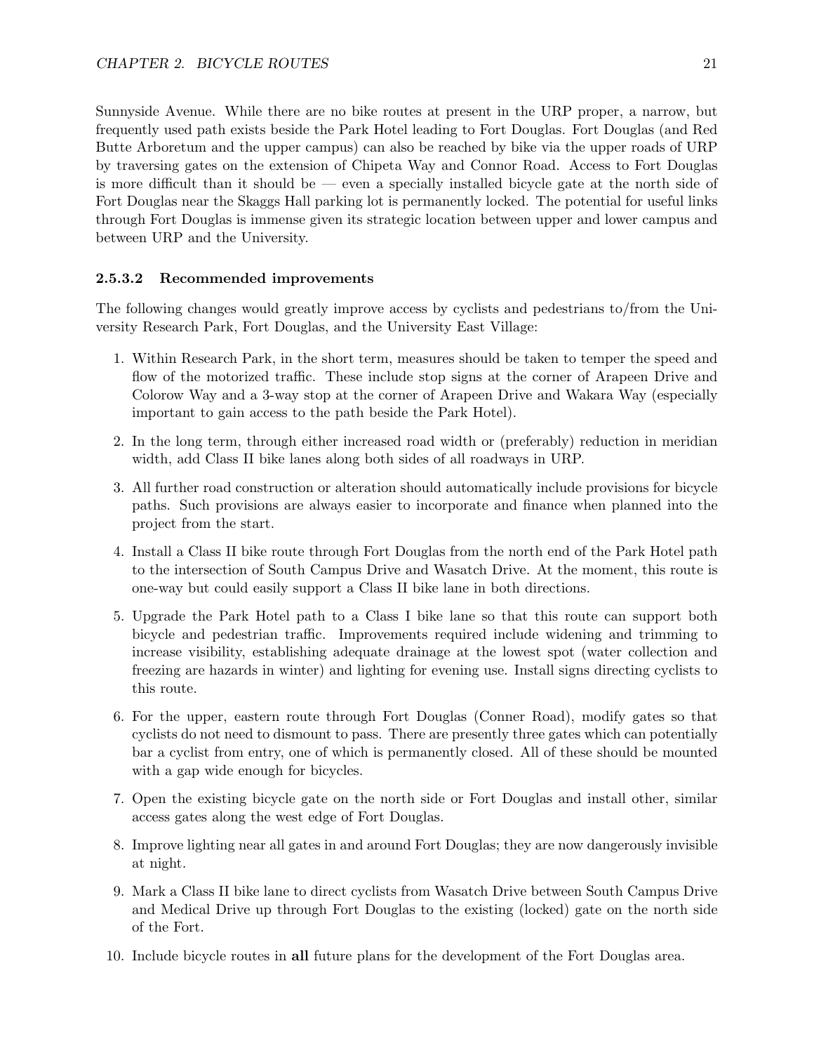Sunnyside Avenue. While there are no bike routes at present in the URP proper, a narrow, but frequently used path exists beside the Park Hotel leading to Fort Douglas. Fort Douglas (and Red Butte Arboretum and the upper campus) can also be reached by bike via the upper roads of URP by traversing gates on the extension of Chipeta Way and Connor Road. Access to Fort Douglas is more difficult than it should be — even a specially installed bicycle gate at the north side of Fort Douglas near the Skaggs Hall parking lot is permanently locked. The potential for useful links through Fort Douglas is immense given its strategic location between upper and lower campus and between URP and the University.

#### 2.5.3.2 Recommended improvements

The following changes would greatly improve access by cyclists and pedestrians to/from the University Research Park, Fort Douglas, and the University East Village:

1. Within Research Park, in the short term, measures should be taken to temper the speed and flow of the motorized traffic. These include stop signs at the corner of Arapeen Drive and Colorow Way and a 3-way stop at the corner of Arapeen Drive and Wakara Way (especially important to gain access to the path beside the Park Hotel).
2. In the long term, through either increased road width or (preferably) reduction in meridian width, add Class II bike lanes along both sides of all roadways in URP.
3. All further road construction or alteration should automatically include provisions for bicycle paths. Such provisions are always easier to incorporate and finance when planned into the project from the start.
4. Install a Class II bike route through Fort Douglas from the north end of the Park Hotel path to the intersection of South Campus Drive and Wasatch Drive. At the moment, this route is one-way but could easily support a Class II bike lane in both directions.
5. Upgrade the Park Hotel path to a Class I bike lane so that this route can support both bicycle and pedestrian traffic. Improvements required include widening and trimming to increase visibility, establishing adequate drainage at the lowest spot (water collection and freezing are hazards in winter) and lighting for evening use. Install signs directing cyclists to this route.
6. For the upper, eastern route through Fort Douglas (Conner Road), modify gates so that cyclists do not need to dismount to pass. There are presently three gates which can potentially bar a cyclist from entry, one of which is permanently closed. All of these should be mounted with a gap wide enough for bicycles.
7. Open the existing bicycle gate on the north side or Fort Douglas and install other, similar access gates along the west edge of Fort Douglas.
8. Improve lighting near all gates in and around Fort Douglas; they are now dangerously invisible at night.
9. Mark a Class II bike lane to direct cyclists from Wasatch Drive between South Campus Drive and Medical Drive up through Fort Douglas to the existing (locked) gate on the north side of the Fort.
10. Include bicycle routes in **all** future plans for the development of the Fort Douglas area.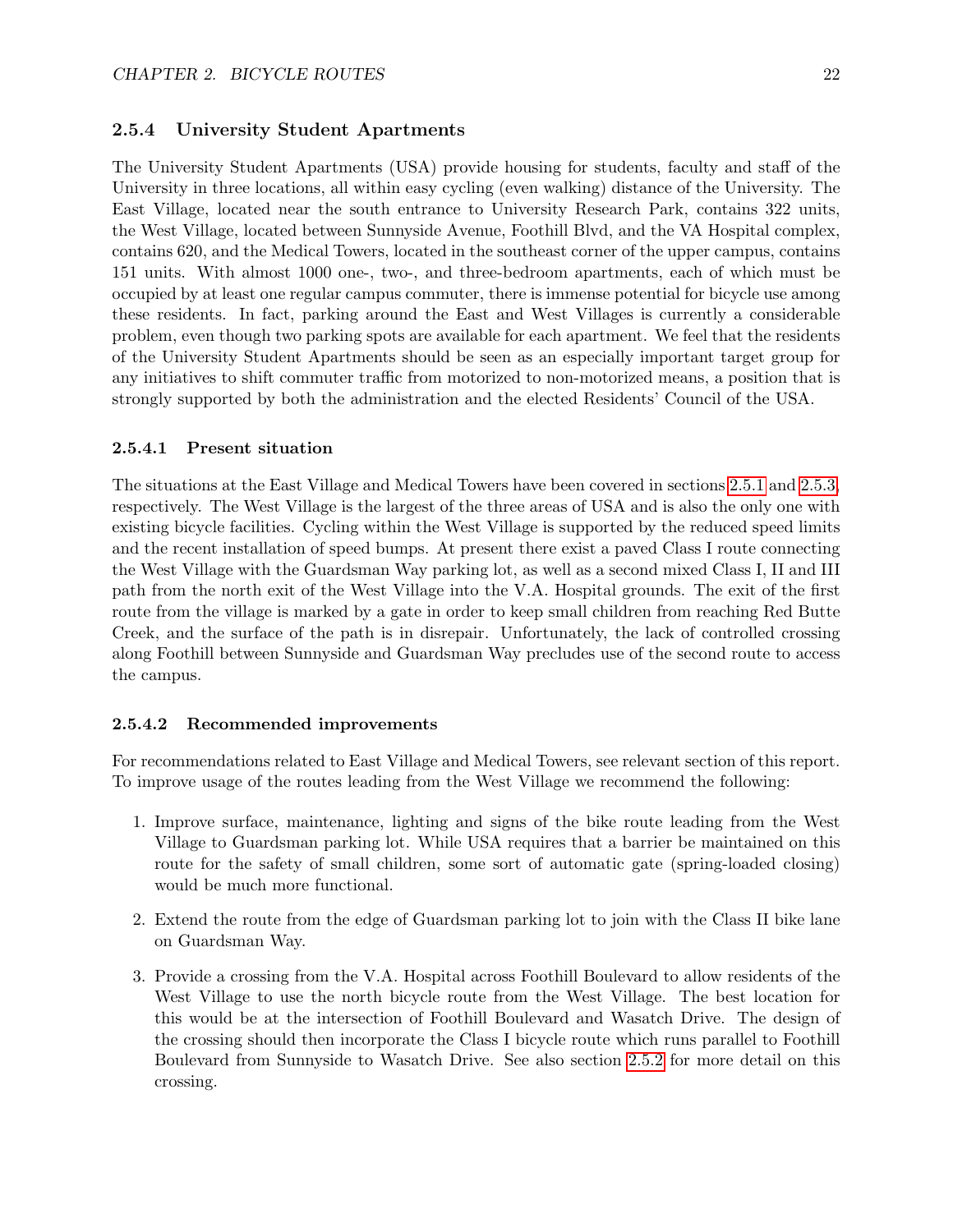### 2.5.4 University Student Apartments

The University Student Apartments (USA) provide housing for students, faculty and staff of the University in three locations, all within easy cycling (even walking) distance of the University. The East Village, located near the south entrance to University Research Park, contains 322 units, the West Village, located between Sunnyside Avenue, Foothill Blvd, and the VA Hospital complex, contains 620, and the Medical Towers, located in the southeast corner of the upper campus, contains 151 units. With almost 1000 one-, two-, and three-bedroom apartments, each of which must be occupied by at least one regular campus commuter, there is immense potential for bicycle use among these residents. In fact, parking around the East and West Villages is currently a considerable problem, even though two parking spots are available for each apartment. We feel that the residents of the University Student Apartments should be seen as an especially important target group for any initiatives to shift commuter traffic from motorized to non-motorized means, a position that is strongly supported by both the administration and the elected Residents' Council of the USA.

#### 2.5.4.1 Present situation

The situations at the East Village and Medical Towers have been covered in sections 2.5.1 and 2.5.3, respectively. The West Village is the largest of the three areas of USA and is also the only one with existing bicycle facilities. Cycling within the West Village is supported by the reduced speed limits and the recent installation of speed bumps. At present there exist a paved Class I route connecting the West Village with the Guardsman Way parking lot, as well as a second mixed Class I, II and III path from the north exit of the West Village into the V.A. Hospital grounds. The exit of the first route from the village is marked by a gate in order to keep small children from reaching Red Butte Creek, and the surface of the path is in disrepair. Unfortunately, the lack of controlled crossing along Foothill between Sunnyside and Guardsman Way precludes use of the second route to access the campus.

#### 2.5.4.2 Recommended improvements

For recommendations related to East Village and Medical Towers, see relevant section of this report. To improve usage of the routes leading from the West Village we recommend the following:

1. Improve surface, maintenance, lighting and signs of the bike route leading from the West Village to Guardsman parking lot. While USA requires that a barrier be maintained on this route for the safety of small children, some sort of automatic gate (spring-loaded closing) would be much more functional.

2. Extend the route from the edge of Guardsman parking lot to join with the Class II bike lane on Guardsman Way.

3. Provide a crossing from the V.A. Hospital across Foothill Boulevard to allow residents of the West Village to use the north bicycle route from the West Village. The best location for this would be at the intersection of Foothill Boulevard and Wasatch Drive. The design of the crossing should then incorporate the Class I bicycle route which runs parallel to Foothill Boulevard from Sunnyside to Wasatch Drive. See also section 2.5.2 for more detail on this crossing.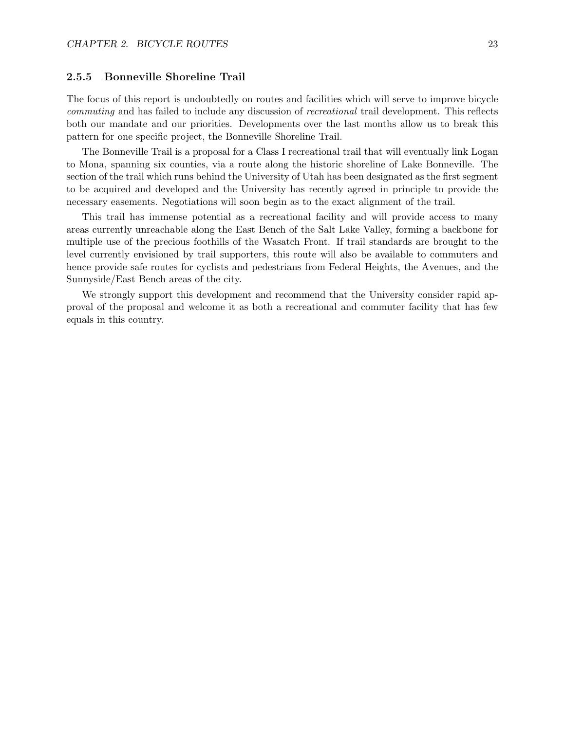### 2.5.5 Bonneville Shoreline Trail

The focus of this report is undoubtedly on routes and facilities which will serve to improve bicycle *commuting* and has failed to include any discussion of *recreational* trail development. This reflects both our mandate and our priorities. Developments over the last months allow us to break this pattern for one specific project, the Bonneville Shoreline Trail.

The Bonneville Trail is a proposal for a Class I recreational trail that will eventually link Logan to Mona, spanning six counties, via a route along the historic shoreline of Lake Bonneville. The section of the trail which runs behind the University of Utah has been designated as the first segment to be acquired and developed and the University has recently agreed in principle to provide the necessary easements. Negotiations will soon begin as to the exact alignment of the trail.

This trail has immense potential as a recreational facility and will provide access to many areas currently unreachable along the East Bench of the Salt Lake Valley, forming a backbone for multiple use of the precious foothills of the Wasatch Front. If trail standards are brought to the level currently envisioned by trail supporters, this route will also be available to commuters and hence provide safe routes for cyclists and pedestrians from Federal Heights, the Avenues, and the Sunnyside/East Bench areas of the city.

We strongly support this development and recommend that the University consider rapid approval of the proposal and welcome it as both a recreational and commuter facility that has few equals in this country.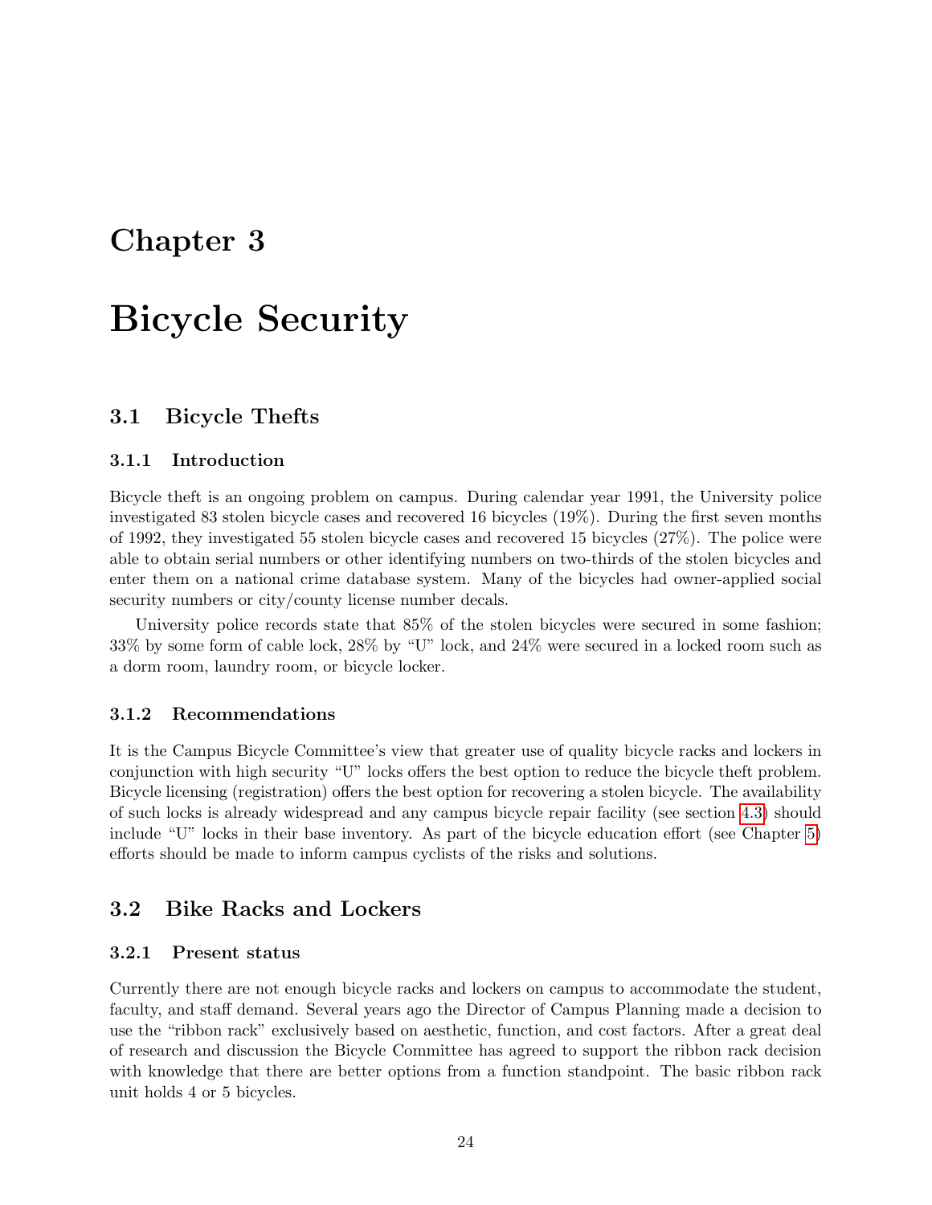# Chapter 3

# Bicycle Security

## 3.1 Bicycle Thefts

### 3.1.1 Introduction

Bicycle theft is an ongoing problem on campus. During calendar year 1991, the University police investigated 83 stolen bicycle cases and recovered 16 bicycles (19%). During the first seven months of 1992, they investigated 55 stolen bicycle cases and recovered 15 bicycles (27%). The police were able to obtain serial numbers or other identifying numbers on two-thirds of the stolen bicycles and enter them on a national crime database system. Many of the bicycles had owner-applied social security numbers or city/county license number decals.

University police records state that 85% of the stolen bicycles were secured in some fashion; 33% by some form of cable lock, 28% by "U" lock, and 24% were secured in a locked room such as a dorm room, laundry room, or bicycle locker.

### 3.1.2 Recommendations

It is the Campus Bicycle Committee's view that greater use of quality bicycle racks and lockers in conjunction with high security "U" locks offers the best option to reduce the bicycle theft problem. Bicycle licensing (registration) offers the best option for recovering a stolen bicycle. The availability of such locks is already widespread and any campus bicycle repair facility (see section 4.3) should include "U" locks in their base inventory. As part of the bicycle education effort (see Chapter 5) efforts should be made to inform campus cyclists of the risks and solutions.

## 3.2 Bike Racks and Lockers

### 3.2.1 Present status

Currently there are not enough bicycle racks and lockers on campus to accommodate the student, faculty, and staff demand. Several years ago the Director of Campus Planning made a decision to use the "ribbon rack" exclusively based on aesthetic, function, and cost factors. After a great deal of research and discussion the Bicycle Committee has agreed to support the ribbon rack decision with knowledge that there are better options from a function standpoint. The basic ribbon rack unit holds 4 or 5 bicycles.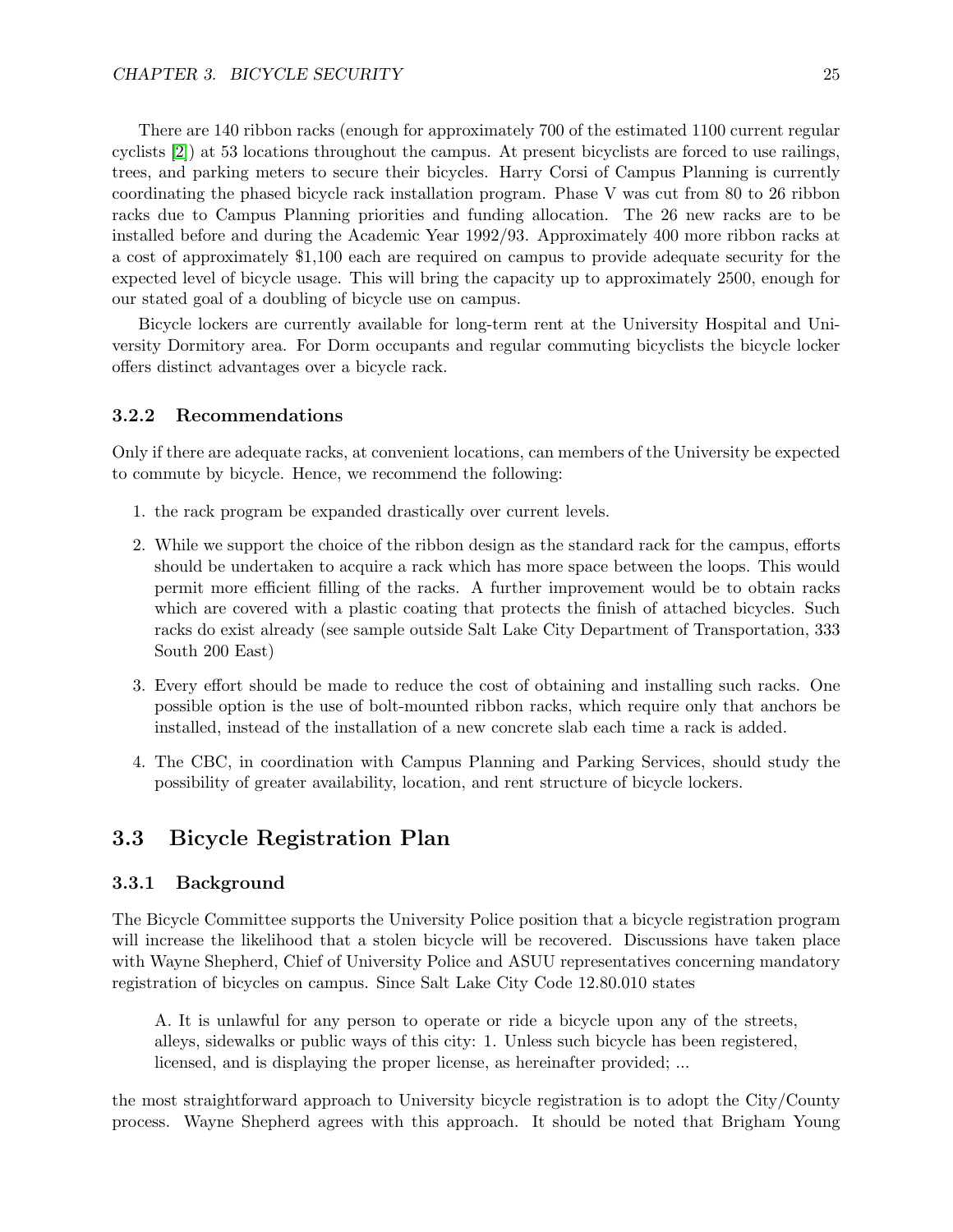There are 140 ribbon racks (enough for approximately 700 of the estimated 1100 current regular cyclists [2]) at 53 locations throughout the campus. At present bicyclists are forced to use railings, trees, and parking meters to secure their bicycles. Harry Corsi of Campus Planning is currently coordinating the phased bicycle rack installation program. Phase V was cut from 80 to 26 ribbon racks due to Campus Planning priorities and funding allocation. The 26 new racks are to be installed before and during the Academic Year 1992/93. Approximately 400 more ribbon racks at a cost of approximately $1,100 each are required on campus to provide adequate security for the expected level of bicycle usage. This will bring the capacity up to approximately 2500, enough for our stated goal of a doubling of bicycle use on campus.

Bicycle lockers are currently available for long-term rent at the University Hospital and University Dormitory area. For Dorm occupants and regular commuting bicyclists the bicycle locker offers distinct advantages over a bicycle rack.

### 3.2.2 Recommendations

Only if there are adequate racks, at convenient locations, can members of the University be expected to commute by bicycle. Hence, we recommend the following:

1. the rack program be expanded drastically over current levels.
2. While we support the choice of the ribbon design as the standard rack for the campus, efforts should be undertaken to acquire a rack which has more space between the loops. This would permit more efficient filling of the racks. A further improvement would be to obtain racks which are covered with a plastic coating that protects the finish of attached bicycles. Such racks do exist already (see sample outside Salt Lake City Department of Transportation, 333 South 200 East)
3. Every effort should be made to reduce the cost of obtaining and installing such racks. One possible option is the use of bolt-mounted ribbon racks, which require only that anchors be installed, instead of the installation of a new concrete slab each time a rack is added.
4. The CBC, in coordination with Campus Planning and Parking Services, should study the possibility of greater availability, location, and rent structure of bicycle lockers.

## 3.3 Bicycle Registration Plan

### 3.3.1 Background

The Bicycle Committee supports the University Police position that a bicycle registration program will increase the likelihood that a stolen bicycle will be recovered. Discussions have taken place with Wayne Shepherd, Chief of University Police and ASUU representatives concerning mandatory registration of bicycles on campus. Since Salt Lake City Code 12.80.010 states

> A. It is unlawful for any person to operate or ride a bicycle upon any of the streets, alleys, sidewalks or public ways of this city: 1. Unless such bicycle has been registered, licensed, and is displaying the proper license, as hereinafter provided; ...

the most straightforward approach to University bicycle registration is to adopt the City/County process. Wayne Shepherd agrees with this approach. It should be noted that Brigham Young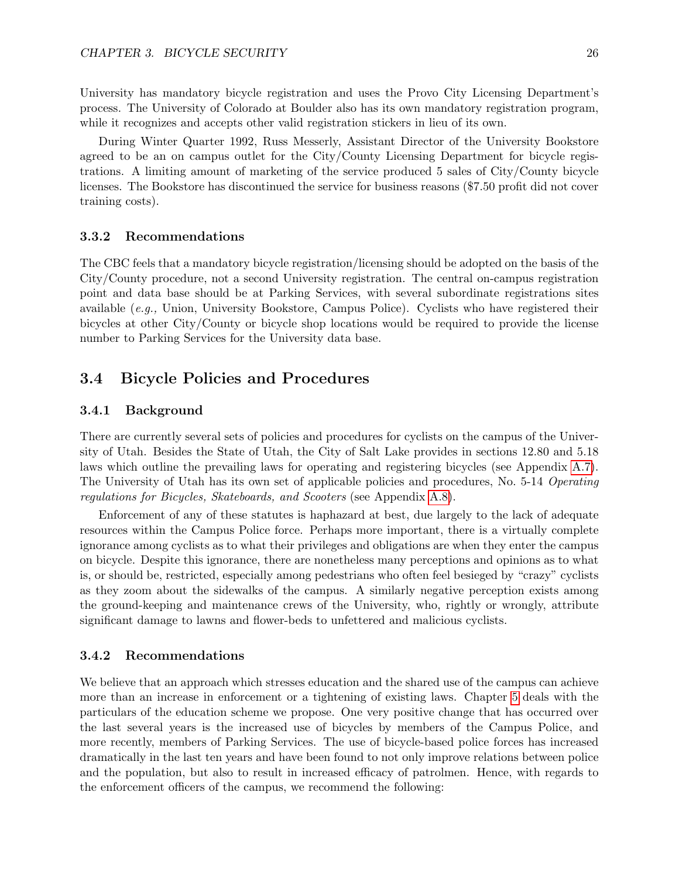University has mandatory bicycle registration and uses the Provo City Licensing Department's process. The University of Colorado at Boulder also has its own mandatory registration program, while it recognizes and accepts other valid registration stickers in lieu of its own.

During Winter Quarter 1992, Russ Messerly, Assistant Director of the University Bookstore agreed to be an on campus outlet for the City/County Licensing Department for bicycle registrations. A limiting amount of marketing of the service produced 5 sales of City/County bicycle licenses. The Bookstore has discontinued the service for business reasons ($7.50 profit did not cover training costs).

### 3.3.2 Recommendations

The CBC feels that a mandatory bicycle registration/licensing should be adopted on the basis of the City/County procedure, not a second University registration. The central on-campus registration point and data base should be at Parking Services, with several subordinate registrations sites available (*e.g.,* Union, University Bookstore, Campus Police). Cyclists who have registered their bicycles at other City/County or bicycle shop locations would be required to provide the license number to Parking Services for the University data base.

## 3.4 Bicycle Policies and Procedures

### 3.4.1 Background

There are currently several sets of policies and procedures for cyclists on the campus of the University of Utah. Besides the State of Utah, the City of Salt Lake provides in sections 12.80 and 5.18 laws which outline the prevailing laws for operating and registering bicycles (see Appendix A.7). The University of Utah has its own set of applicable policies and procedures, No. 5-14 *Operating regulations for Bicycles, Skateboards, and Scooters* (see Appendix A.8).

Enforcement of any of these statutes is haphazard at best, due largely to the lack of adequate resources within the Campus Police force. Perhaps more important, there is a virtually complete ignorance among cyclists as to what their privileges and obligations are when they enter the campus on bicycle. Despite this ignorance, there are nonetheless many perceptions and opinions as to what is, or should be, restricted, especially among pedestrians who often feel besieged by "crazy" cyclists as they zoom about the sidewalks of the campus. A similarly negative perception exists among the ground-keeping and maintenance crews of the University, who, rightly or wrongly, attribute significant damage to lawns and flower-beds to unfettered and malicious cyclists.

### 3.4.2 Recommendations

We believe that an approach which stresses education and the shared use of the campus can achieve more than an increase in enforcement or a tightening of existing laws. Chapter 5 deals with the particulars of the education scheme we propose. One very positive change that has occurred over the last several years is the increased use of bicycles by members of the Campus Police, and more recently, members of Parking Services. The use of bicycle-based police forces has increased dramatically in the last ten years and have been found to not only improve relations between police and the population, but also to result in increased efficacy of patrolmen. Hence, with regards to the enforcement officers of the campus, we recommend the following: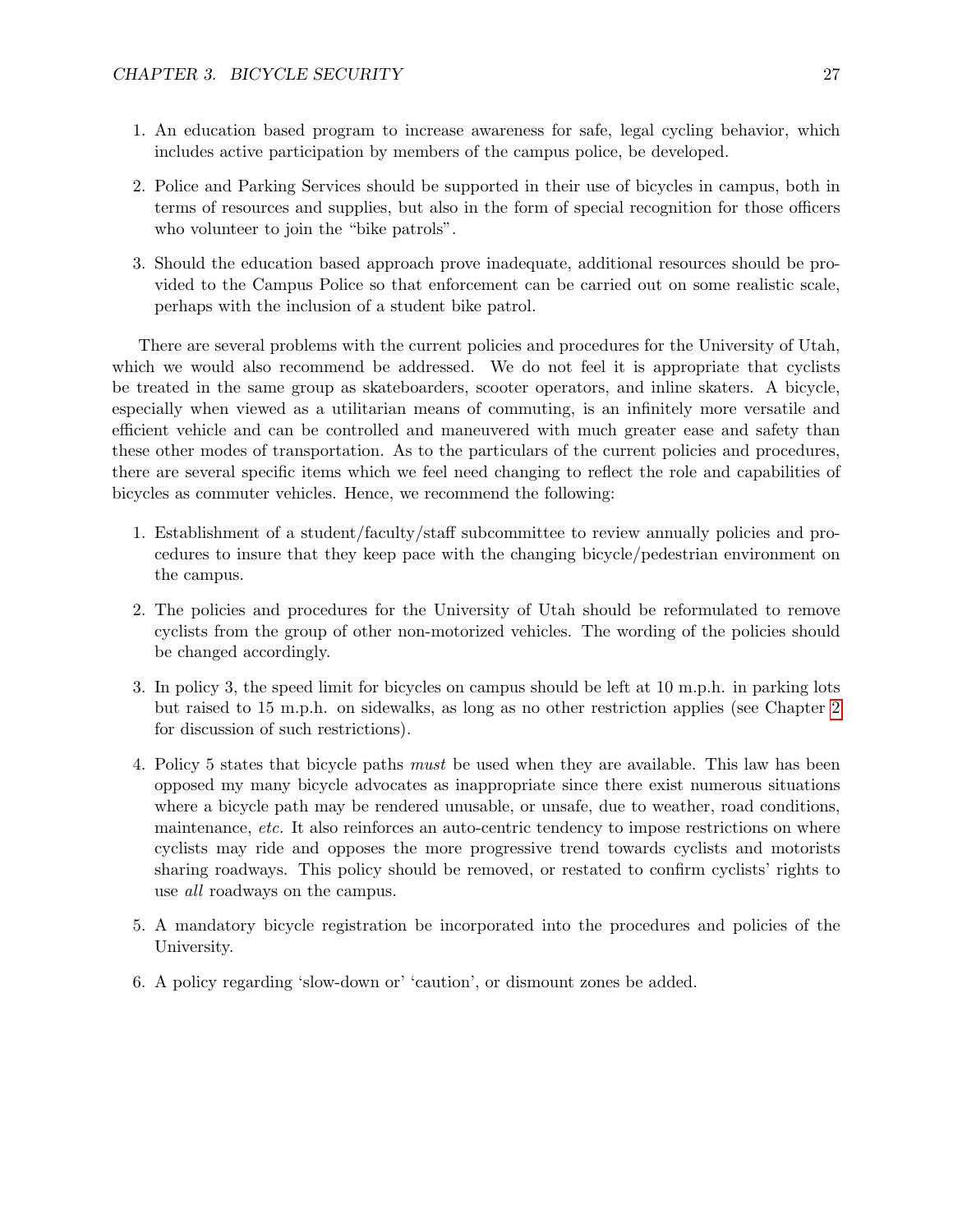1. An education based program to increase awareness for safe, legal cycling behavior, which includes active participation by members of the campus police, be developed.

2. Police and Parking Services should be supported in their use of bicycles in campus, both in terms of resources and supplies, but also in the form of special recognition for those officers who volunteer to join the "bike patrols".

3. Should the education based approach prove inadequate, additional resources should be provided to the Campus Police so that enforcement can be carried out on some realistic scale, perhaps with the inclusion of a student bike patrol.

There are several problems with the current policies and procedures for the University of Utah, which we would also recommend be addressed. We do not feel it is appropriate that cyclists be treated in the same group as skateboarders, scooter operators, and inline skaters. A bicycle, especially when viewed as a utilitarian means of commuting, is an infinitely more versatile and efficient vehicle and can be controlled and maneuvered with much greater ease and safety than these other modes of transportation. As to the particulars of the current policies and procedures, there are several specific items which we feel need changing to reflect the role and capabilities of bicycles as commuter vehicles. Hence, we recommend the following:

1. Establishment of a student/faculty/staff subcommittee to review annually policies and procedures to insure that they keep pace with the changing bicycle/pedestrian environment on the campus.

2. The policies and procedures for the University of Utah should be reformulated to remove cyclists from the group of other non-motorized vehicles. The wording of the policies should be changed accordingly.

3. In policy 3, the speed limit for bicycles on campus should be left at 10 m.p.h. in parking lots but raised to 15 m.p.h. on sidewalks, as long as no other restriction applies (see Chapter 2 for discussion of such restrictions).

4. Policy 5 states that bicycle paths *must* be used when they are available. This law has been opposed my many bicycle advocates as inappropriate since there exist numerous situations where a bicycle path may be rendered unusable, or unsafe, due to weather, road conditions, maintenance, *etc.* It also reinforces an auto-centric tendency to impose restrictions on where cyclists may ride and opposes the more progressive trend towards cyclists and motorists sharing roadways. This policy should be removed, or restated to confirm cyclists' rights to use *all* roadways on the campus.

5. A mandatory bicycle registration be incorporated into the procedures and policies of the University.

6. A policy regarding 'slow-down or' 'caution', or dismount zones be added.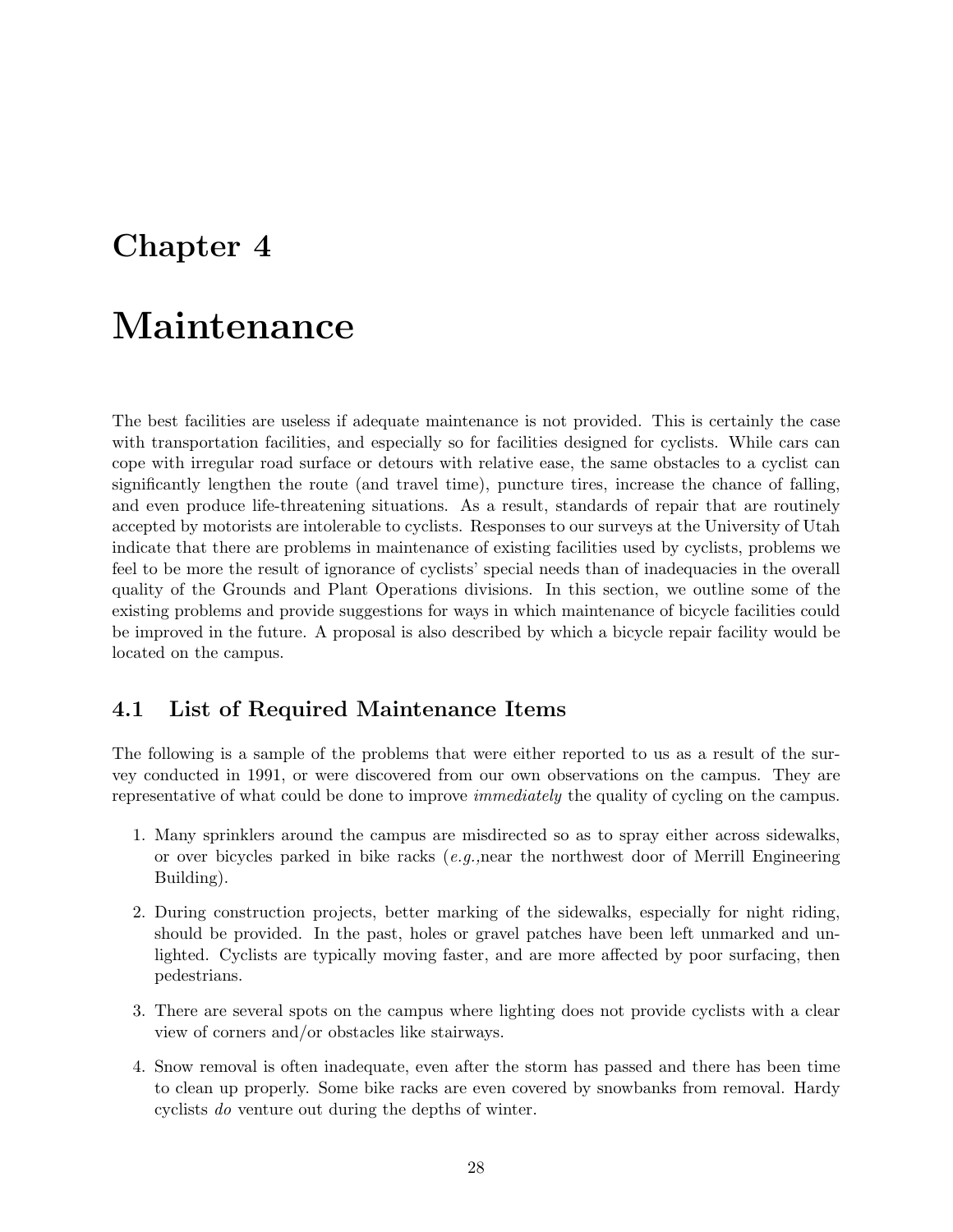# Chapter 4

# Maintenance

The best facilities are useless if adequate maintenance is not provided. This is certainly the case with transportation facilities, and especially so for facilities designed for cyclists. While cars can cope with irregular road surface or detours with relative ease, the same obstacles to a cyclist can significantly lengthen the route (and travel time), puncture tires, increase the chance of falling, and even produce life-threatening situations. As a result, standards of repair that are routinely accepted by motorists are intolerable to cyclists. Responses to our surveys at the University of Utah indicate that there are problems in maintenance of existing facilities used by cyclists, problems we feel to be more the result of ignorance of cyclists' special needs than of inadequacies in the overall quality of the Grounds and Plant Operations divisions. In this section, we outline some of the existing problems and provide suggestions for ways in which maintenance of bicycle facilities could be improved in the future. A proposal is also described by which a bicycle repair facility would be located on the campus.

## 4.1 List of Required Maintenance Items

The following is a sample of the problems that were either reported to us as a result of the survey conducted in 1991, or were discovered from our own observations on the campus. They are representative of what could be done to improve *immediately* the quality of cycling on the campus.

1. Many sprinklers around the campus are misdirected so as to spray either across sidewalks, or over bicycles parked in bike racks (*e.g.,*near the northwest door of Merrill Engineering Building).
2. During construction projects, better marking of the sidewalks, especially for night riding, should be provided. In the past, holes or gravel patches have been left unmarked and unlighted. Cyclists are typically moving faster, and are more affected by poor surfacing, then pedestrians.
3. There are several spots on the campus where lighting does not provide cyclists with a clear view of corners and/or obstacles like stairways.
4. Snow removal is often inadequate, even after the storm has passed and there has been time to clean up properly. Some bike racks are even covered by snowbanks from removal. Hardy cyclists *do* venture out during the depths of winter.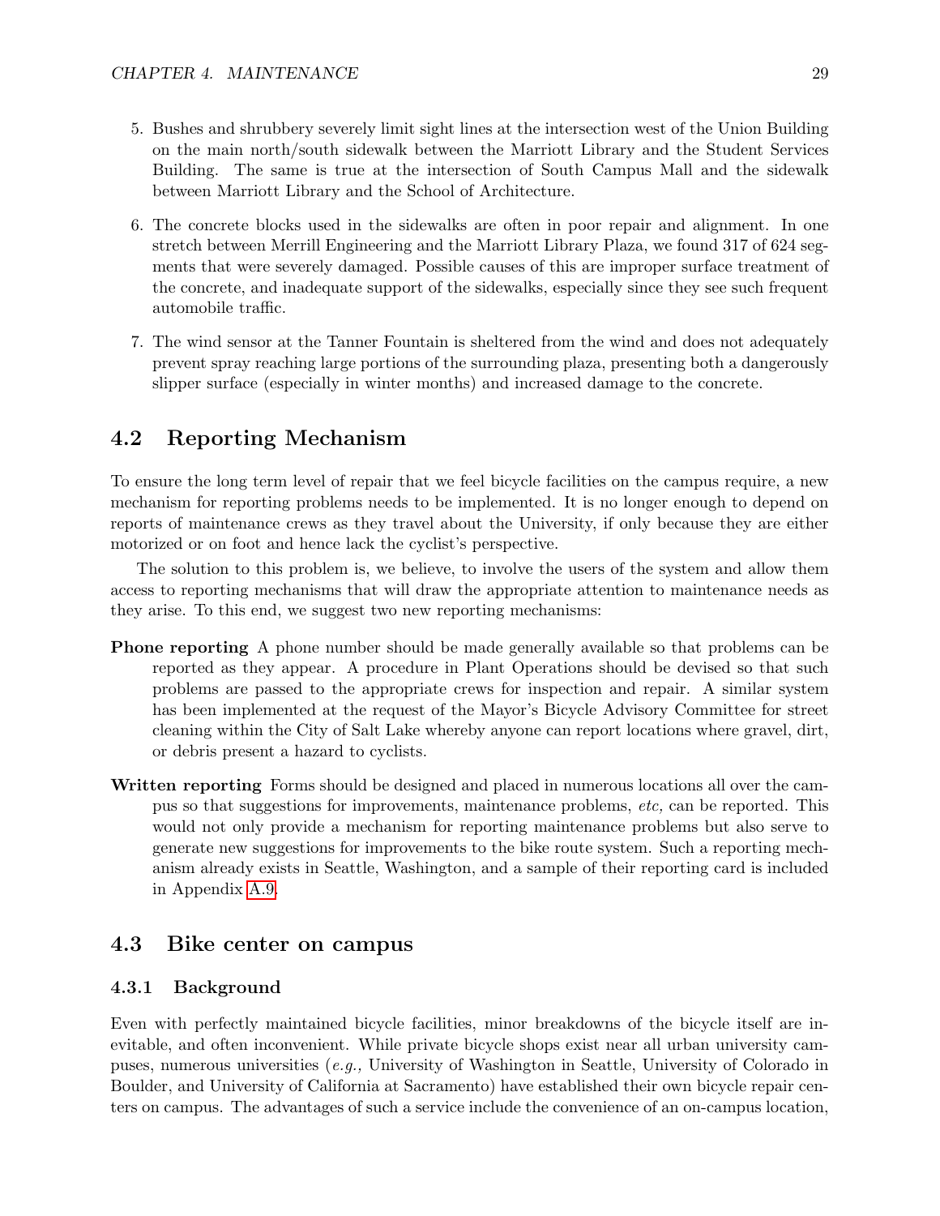5. Bushes and shrubbery severely limit sight lines at the intersection west of the Union Building on the main north/south sidewalk between the Marriott Library and the Student Services Building. The same is true at the intersection of South Campus Mall and the sidewalk between Marriott Library and the School of Architecture.

6. The concrete blocks used in the sidewalks are often in poor repair and alignment. In one stretch between Merrill Engineering and the Marriott Library Plaza, we found 317 of 624 segments that were severely damaged. Possible causes of this are improper surface treatment of the concrete, and inadequate support of the sidewalks, especially since they see such frequent automobile traffic.

7. The wind sensor at the Tanner Fountain is sheltered from the wind and does not adequately prevent spray reaching large portions of the surrounding plaza, presenting both a dangerously slipper surface (especially in winter months) and increased damage to the concrete.

## 4.2 Reporting Mechanism

To ensure the long term level of repair that we feel bicycle facilities on the campus require, a new mechanism for reporting problems needs to be implemented. It is no longer enough to depend on reports of maintenance crews as they travel about the University, if only because they are either motorized or on foot and hence lack the cyclist's perspective.

The solution to this problem is, we believe, to involve the users of the system and allow them access to reporting mechanisms that will draw the appropriate attention to maintenance needs as they arise. To this end, we suggest two new reporting mechanisms:

**Phone reporting** A phone number should be made generally available so that problems can be reported as they appear. A procedure in Plant Operations should be devised so that such problems are passed to the appropriate crews for inspection and repair. A similar system has been implemented at the request of the Mayor's Bicycle Advisory Committee for street cleaning within the City of Salt Lake whereby anyone can report locations where gravel, dirt, or debris present a hazard to cyclists.

**Written reporting** Forms should be designed and placed in numerous locations all over the campus so that suggestions for improvements, maintenance problems, *etc,* can be reported. This would not only provide a mechanism for reporting maintenance problems but also serve to generate new suggestions for improvements to the bike route system. Such a reporting mechanism already exists in Seattle, Washington, and a sample of their reporting card is included in Appendix A.9.

## 4.3 Bike center on campus

### 4.3.1 Background

Even with perfectly maintained bicycle facilities, minor breakdowns of the bicycle itself are inevitable, and often inconvenient. While private bicycle shops exist near all urban university campuses, numerous universities (*e.g.,* University of Washington in Seattle, University of Colorado in Boulder, and University of California at Sacramento) have established their own bicycle repair centers on campus. The advantages of such a service include the convenience of an on-campus location,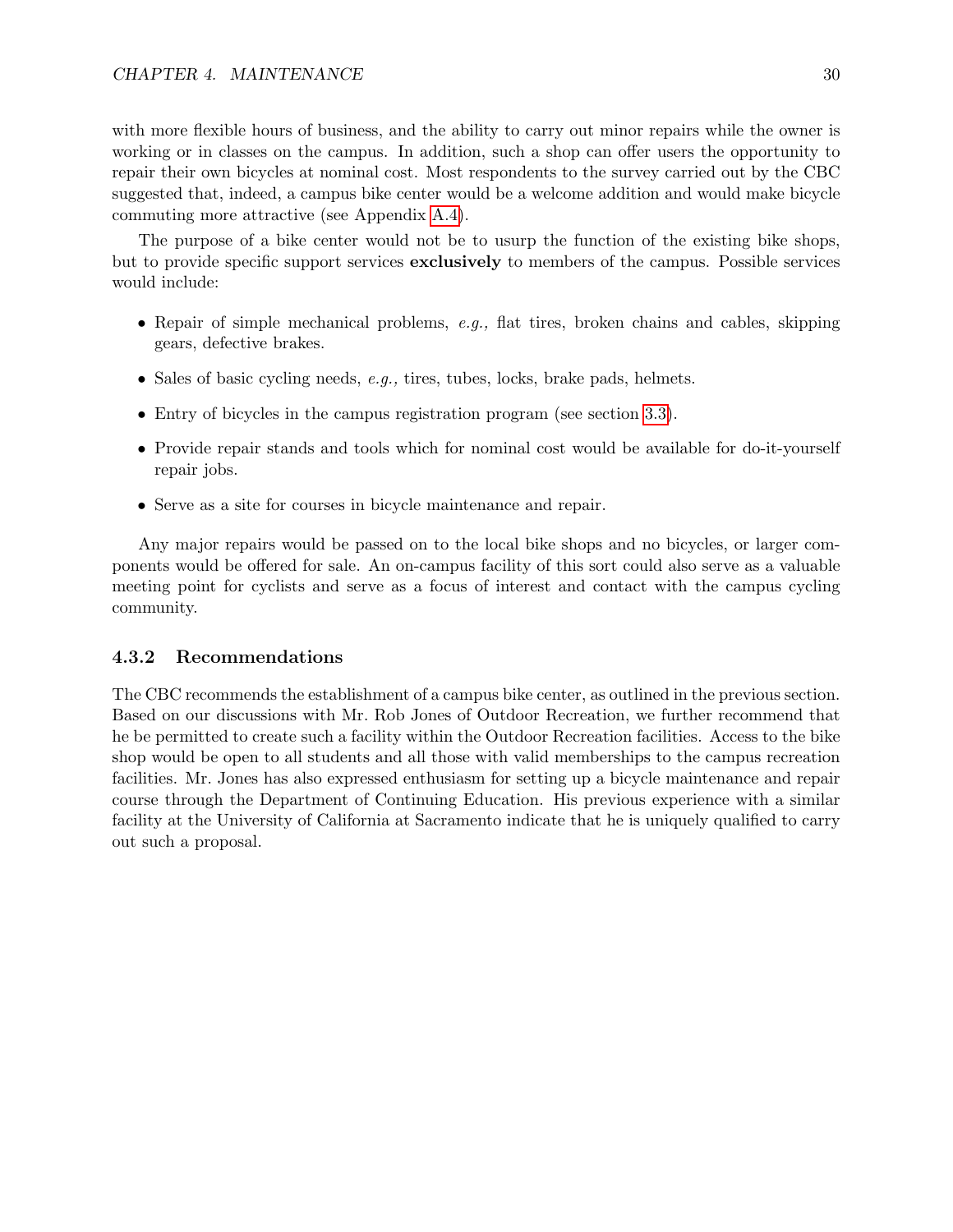with more flexible hours of business, and the ability to carry out minor repairs while the owner is working or in classes on the campus. In addition, such a shop can offer users the opportunity to repair their own bicycles at nominal cost. Most respondents to the survey carried out by the CBC suggested that, indeed, a campus bike center would be a welcome addition and would make bicycle commuting more attractive (see Appendix A.4).

The purpose of a bike center would not be to usurp the function of the existing bike shops, but to provide specific support services **exclusively** to members of the campus. Possible services would include:

- Repair of simple mechanical problems, *e.g.,* flat tires, broken chains and cables, skipping gears, defective brakes.
- Sales of basic cycling needs, *e.g.,* tires, tubes, locks, brake pads, helmets.
- Entry of bicycles in the campus registration program (see section 3.3).
- Provide repair stands and tools which for nominal cost would be available for do-it-yourself repair jobs.
- Serve as a site for courses in bicycle maintenance and repair.

Any major repairs would be passed on to the local bike shops and no bicycles, or larger components would be offered for sale. An on-campus facility of this sort could also serve as a valuable meeting point for cyclists and serve as a focus of interest and contact with the campus cycling community.

### 4.3.2 Recommendations

The CBC recommends the establishment of a campus bike center, as outlined in the previous section. Based on our discussions with Mr. Rob Jones of Outdoor Recreation, we further recommend that he be permitted to create such a facility within the Outdoor Recreation facilities. Access to the bike shop would be open to all students and all those with valid memberships to the campus recreation facilities. Mr. Jones has also expressed enthusiasm for setting up a bicycle maintenance and repair course through the Department of Continuing Education. His previous experience with a similar facility at the University of California at Sacramento indicate that he is uniquely qualified to carry out such a proposal.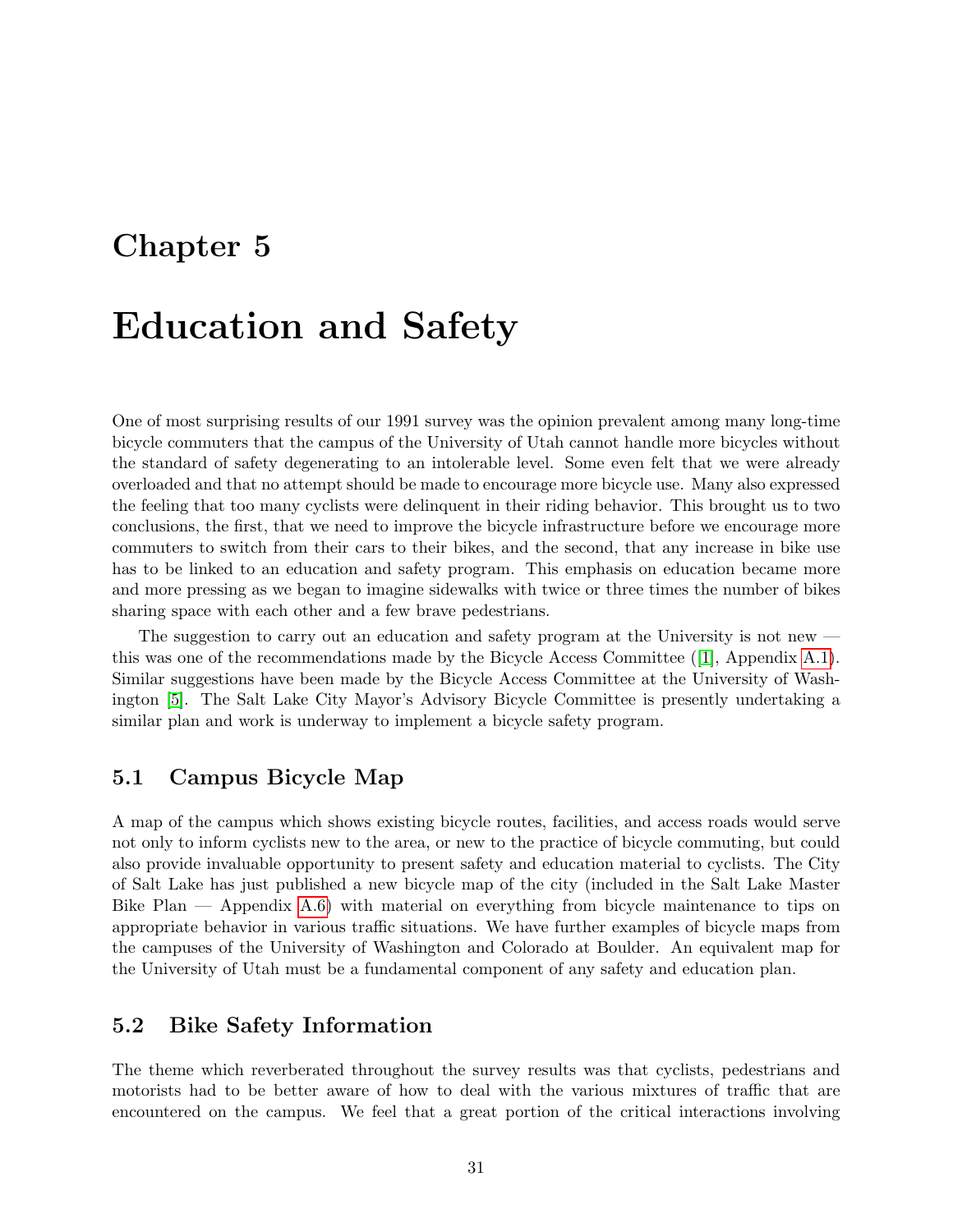# Chapter 5

# Education and Safety

One of most surprising results of our 1991 survey was the opinion prevalent among many long-time bicycle commuters that the campus of the University of Utah cannot handle more bicycles without the standard of safety degenerating to an intolerable level. Some even felt that we were already overloaded and that no attempt should be made to encourage more bicycle use. Many also expressed the feeling that too many cyclists were delinquent in their riding behavior. This brought us to two conclusions, the first, that we need to improve the bicycle infrastructure before we encourage more commuters to switch from their cars to their bikes, and the second, that any increase in bike use has to be linked to an education and safety program. This emphasis on education became more and more pressing as we began to imagine sidewalks with twice or three times the number of bikes sharing space with each other and a few brave pedestrians.

The suggestion to carry out an education and safety program at the University is not new — this was one of the recommendations made by the Bicycle Access Committee ([1], Appendix A.1). Similar suggestions have been made by the Bicycle Access Committee at the University of Washington [5]. The Salt Lake City Mayor's Advisory Bicycle Committee is presently undertaking a similar plan and work is underway to implement a bicycle safety program.

## 5.1 Campus Bicycle Map

A map of the campus which shows existing bicycle routes, facilities, and access roads would serve not only to inform cyclists new to the area, or new to the practice of bicycle commuting, but could also provide invaluable opportunity to present safety and education material to cyclists. The City of Salt Lake has just published a new bicycle map of the city (included in the Salt Lake Master Bike Plan — Appendix A.6) with material on everything from bicycle maintenance to tips on appropriate behavior in various traffic situations. We have further examples of bicycle maps from the campuses of the University of Washington and Colorado at Boulder. An equivalent map for the University of Utah must be a fundamental component of any safety and education plan.

## 5.2 Bike Safety Information

The theme which reverberated throughout the survey results was that cyclists, pedestrians and motorists had to be better aware of how to deal with the various mixtures of traffic that are encountered on the campus. We feel that a great portion of the critical interactions involving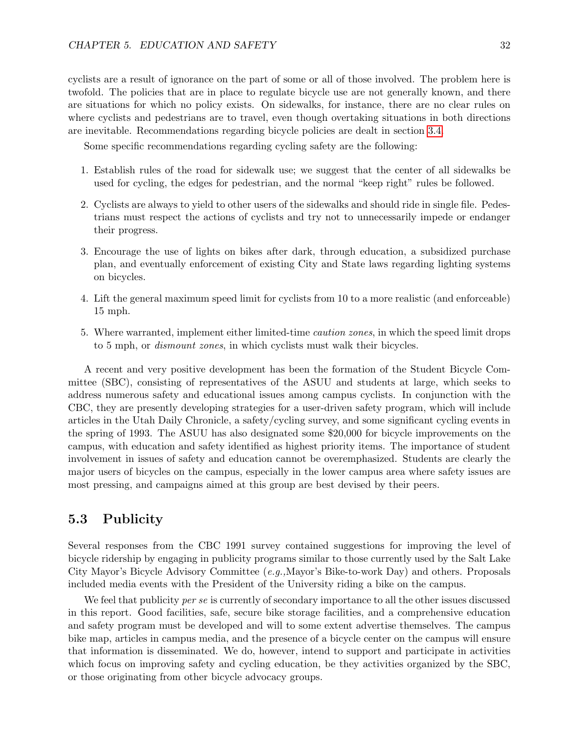cyclists are a result of ignorance on the part of some or all of those involved. The problem here is twofold. The policies that are in place to regulate bicycle use are not generally known, and there are situations for which no policy exists. On sidewalks, for instance, there are no clear rules on where cyclists and pedestrians are to travel, even though overtaking situations in both directions are inevitable. Recommendations regarding bicycle policies are dealt in section 3.4.

Some specific recommendations regarding cycling safety are the following:

1. Establish rules of the road for sidewalk use; we suggest that the center of all sidewalks be used for cycling, the edges for pedestrian, and the normal "keep right" rules be followed.
2. Cyclists are always to yield to other users of the sidewalks and should ride in single file. Pedestrians must respect the actions of cyclists and try not to unnecessarily impede or endanger their progress.
3. Encourage the use of lights on bikes after dark, through education, a subsidized purchase plan, and eventually enforcement of existing City and State laws regarding lighting systems on bicycles.
4. Lift the general maximum speed limit for cyclists from 10 to a more realistic (and enforceable) 15 mph.
5. Where warranted, implement either limited-time *caution zones*, in which the speed limit drops to 5 mph, or *dismount zones*, in which cyclists must walk their bicycles.

A recent and very positive development has been the formation of the Student Bicycle Committee (SBC), consisting of representatives of the ASUU and students at large, which seeks to address numerous safety and educational issues among campus cyclists. In conjunction with the CBC, they are presently developing strategies for a user-driven safety program, which will include articles in the Utah Daily Chronicle, a safety/cycling survey, and some significant cycling events in the spring of 1993. The ASUU has also designated some $20,000 for bicycle improvements on the campus, with education and safety identified as highest priority items. The importance of student involvement in issues of safety and education cannot be overemphasized. Students are clearly the major users of bicycles on the campus, especially in the lower campus area where safety issues are most pressing, and campaigns aimed at this group are best devised by their peers.

## 5.3 Publicity

Several responses from the CBC 1991 survey contained suggestions for improving the level of bicycle ridership by engaging in publicity programs similar to those currently used by the Salt Lake City Mayor's Bicycle Advisory Committee (*e.g.,*Mayor's Bike-to-work Day) and others. Proposals included media events with the President of the University riding a bike on the campus.

We feel that publicity *per se* is currently of secondary importance to all the other issues discussed in this report. Good facilities, safe, secure bike storage facilities, and a comprehensive education and safety program must be developed and will to some extent advertise themselves. The campus bike map, articles in campus media, and the presence of a bicycle center on the campus will ensure that information is disseminated. We do, however, intend to support and participate in activities which focus on improving safety and cycling education, be they activities organized by the SBC, or those originating from other bicycle advocacy groups.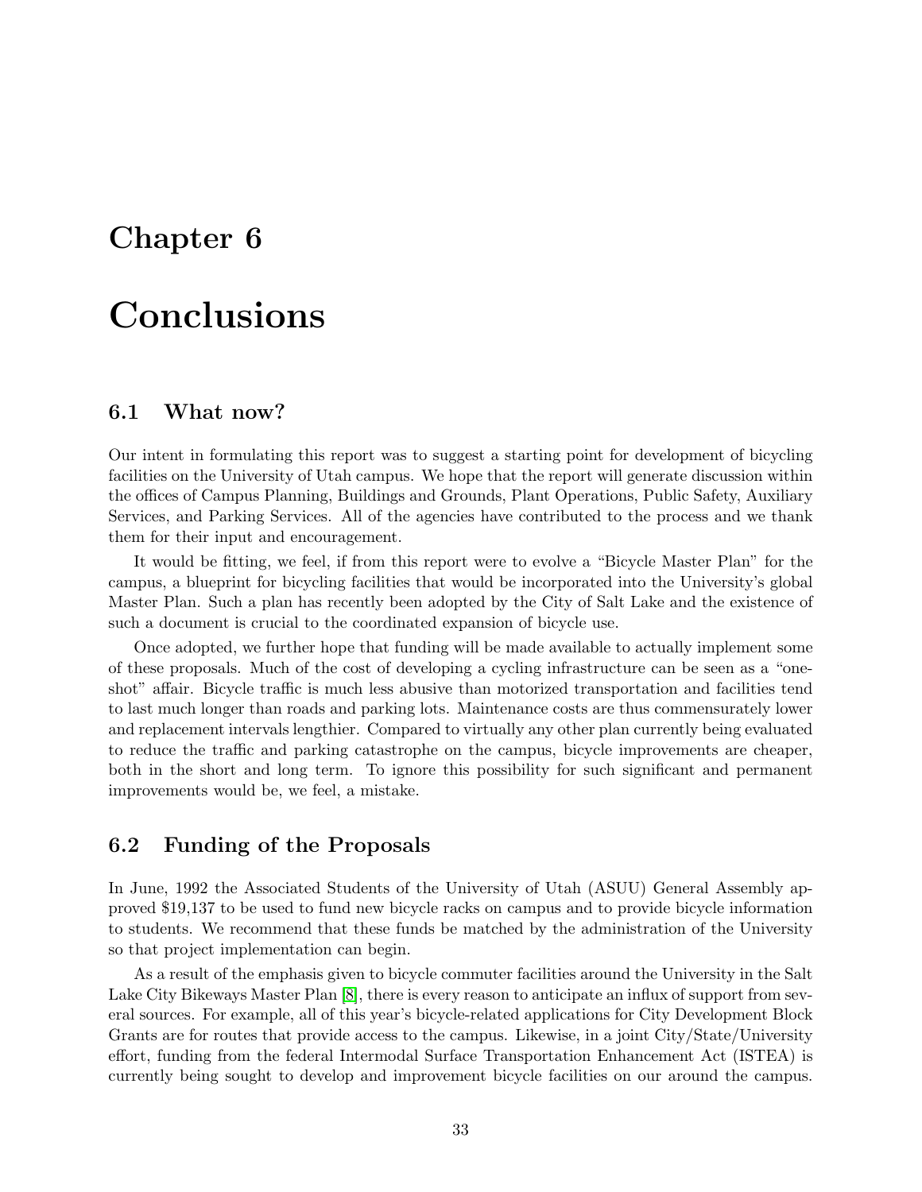# Chapter 6

# Conclusions

## 6.1 What now?

Our intent in formulating this report was to suggest a starting point for development of bicycling facilities on the University of Utah campus. We hope that the report will generate discussion within the offices of Campus Planning, Buildings and Grounds, Plant Operations, Public Safety, Auxiliary Services, and Parking Services. All of the agencies have contributed to the process and we thank them for their input and encouragement.

It would be fitting, we feel, if from this report were to evolve a "Bicycle Master Plan" for the campus, a blueprint for bicycling facilities that would be incorporated into the University's global Master Plan. Such a plan has recently been adopted by the City of Salt Lake and the existence of such a document is crucial to the coordinated expansion of bicycle use.

Once adopted, we further hope that funding will be made available to actually implement some of these proposals. Much of the cost of developing a cycling infrastructure can be seen as a "one-shot" affair. Bicycle traffic is much less abusive than motorized transportation and facilities tend to last much longer than roads and parking lots. Maintenance costs are thus commensurately lower and replacement intervals lengthier. Compared to virtually any other plan currently being evaluated to reduce the traffic and parking catastrophe on the campus, bicycle improvements are cheaper, both in the short and long term. To ignore this possibility for such significant and permanent improvements would be, we feel, a mistake.

## 6.2 Funding of the Proposals

In June, 1992 the Associated Students of the University of Utah (ASUU) General Assembly approved $19,137 to be used to fund new bicycle racks on campus and to provide bicycle information to students. We recommend that these funds be matched by the administration of the University so that project implementation can begin.

As a result of the emphasis given to bicycle commuter facilities around the University in the Salt Lake City Bikeways Master Plan [8], there is every reason to anticipate an influx of support from several sources. For example, all of this year's bicycle-related applications for City Development Block Grants are for routes that provide access to the campus. Likewise, in a joint City/State/University effort, funding from the federal Intermodal Surface Transportation Enhancement Act (ISTEA) is currently being sought to develop and improvement bicycle facilities on our around the campus.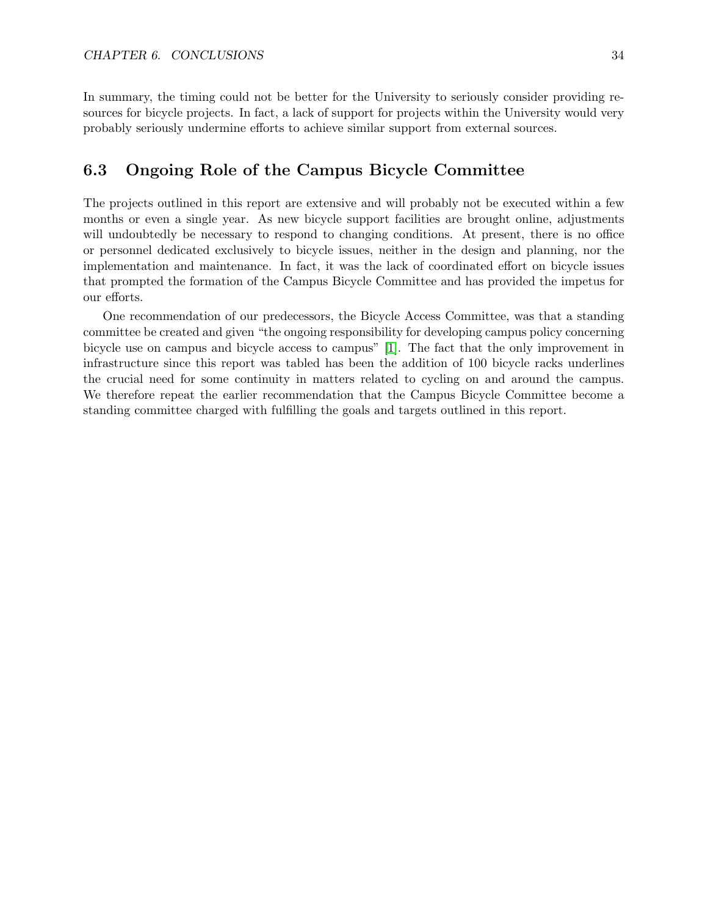In summary, the timing could not be better for the University to seriously consider providing resources for bicycle projects. In fact, a lack of support for projects within the University would very probably seriously undermine efforts to achieve similar support from external sources.

## 6.3 Ongoing Role of the Campus Bicycle Committee

The projects outlined in this report are extensive and will probably not be executed within a few months or even a single year. As new bicycle support facilities are brought online, adjustments will undoubtedly be necessary to respond to changing conditions. At present, there is no office or personnel dedicated exclusively to bicycle issues, neither in the design and planning, nor the implementation and maintenance. In fact, it was the lack of coordinated effort on bicycle issues that prompted the formation of the Campus Bicycle Committee and has provided the impetus for our efforts.

One recommendation of our predecessors, the Bicycle Access Committee, was that a standing committee be created and given "the ongoing responsibility for developing campus policy concerning bicycle use on campus and bicycle access to campus" [1]. The fact that the only improvement in infrastructure since this report was tabled has been the addition of 100 bicycle racks underlines the crucial need for some continuity in matters related to cycling on and around the campus. We therefore repeat the earlier recommendation that the Campus Bicycle Committee become a standing committee charged with fulfilling the goals and targets outlined in this report.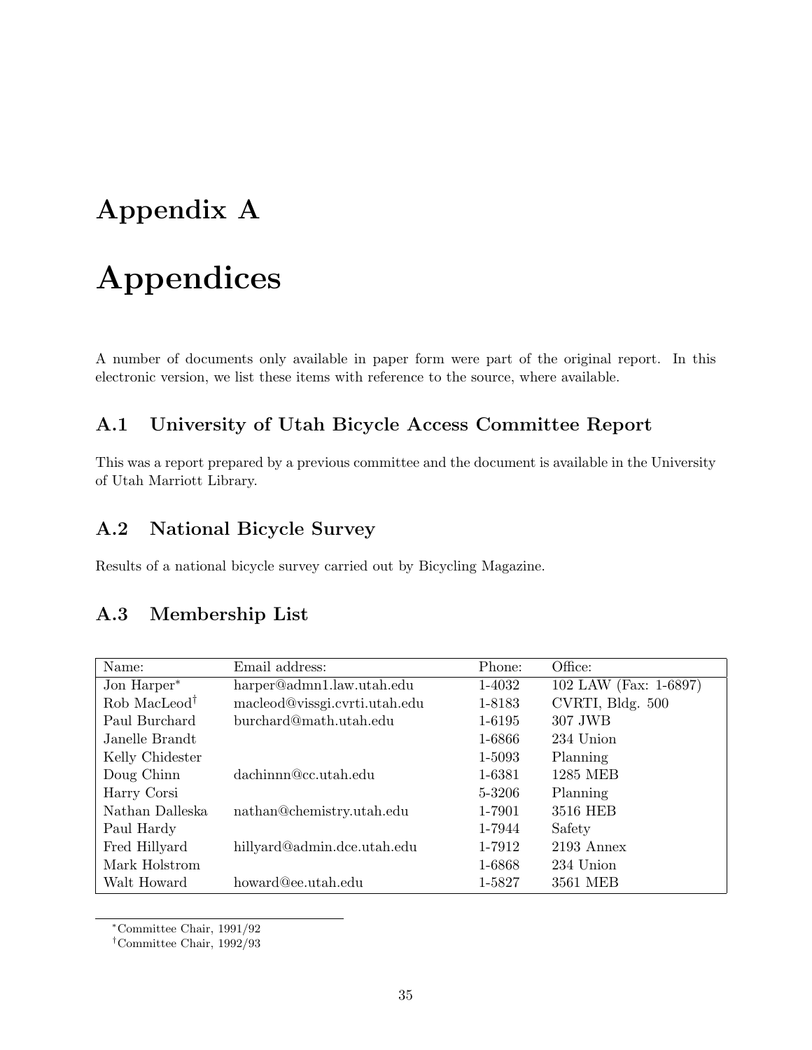# Appendix A

# Appendices

A number of documents only available in paper form were part of the original report. In this electronic version, we list these items with reference to the source, where available.

## A.1 University of Utah Bicycle Access Committee Report

This was a report prepared by a previous committee and the document is available in the University of Utah Marriott Library.

## A.2 National Bicycle Survey

Results of a national bicycle survey carried out by Bicycling Magazine.

## A.3 Membership List

| Name: | Email address: | Phone: | Office: |
|---|---|---|---|
| Jon Harper* | harper@admn1.law.utah.edu | 1-4032 | 102 LAW (Fax: 1-6897) |
| Rob MacLeod† | macleod@vissgi.cvrti.utah.edu | 1-8183 | CVRTI, Bldg. 500 |
| Paul Burchard | burchard@math.utah.edu | 1-6195 | 307 JWB |
| Janelle Brandt | | 1-6866 | 234 Union |
| Kelly Chidester | | 1-5093 | Planning |
| Doug Chinn | dachinnn@cc.utah.edu | 1-6381 | 1285 MEB |
| Harry Corsi | | 5-3206 | Planning |
| Nathan Dalleska | nathan@chemistry.utah.edu | 1-7901 | 3516 HEB |
| Paul Hardy | | 1-7944 | Safety |
| Fred Hillyard | hillyard@admin.dce.utah.edu | 1-7912 | 2193 Annex |
| Mark Holstrom | | 1-6868 | 234 Union |
| Walt Howard | howard@ee.utah.edu | 1-5827 | 3561 MEB |

*Committee Chair, 1991/92

†Committee Chair, 1992/93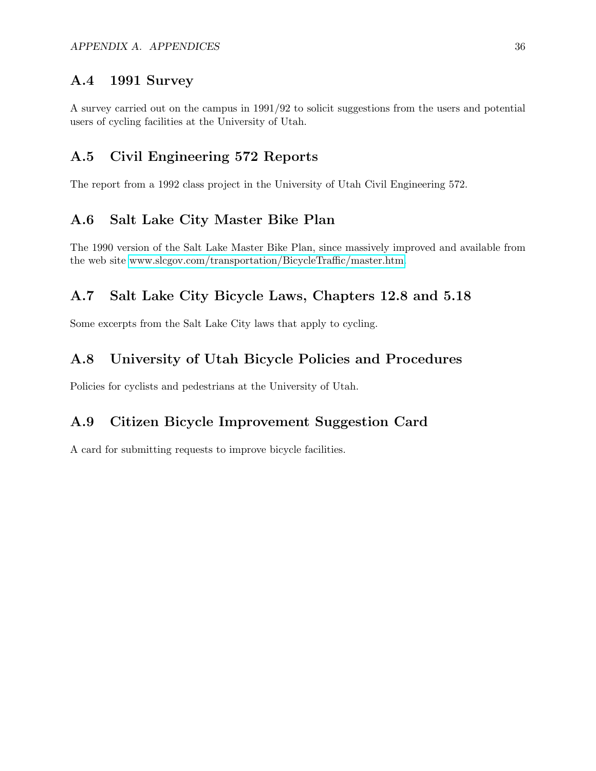## A.4 1991 Survey

A survey carried out on the campus in 1991/92 to solicit suggestions from the users and potential users of cycling facilities at the University of Utah.

## A.5 Civil Engineering 572 Reports

The report from a 1992 class project in the University of Utah Civil Engineering 572.

## A.6 Salt Lake City Master Bike Plan

The 1990 version of the Salt Lake Master Bike Plan, since massively improved and available from the web site www.slcgov.com/transportation/BicycleTraffic/master.htm.

## A.7 Salt Lake City Bicycle Laws, Chapters 12.8 and 5.18

Some excerpts from the Salt Lake City laws that apply to cycling.

## A.8 University of Utah Bicycle Policies and Procedures

Policies for cyclists and pedestrians at the University of Utah.

## A.9 Citizen Bicycle Improvement Suggestion Card

A card for submitting requests to improve bicycle facilities.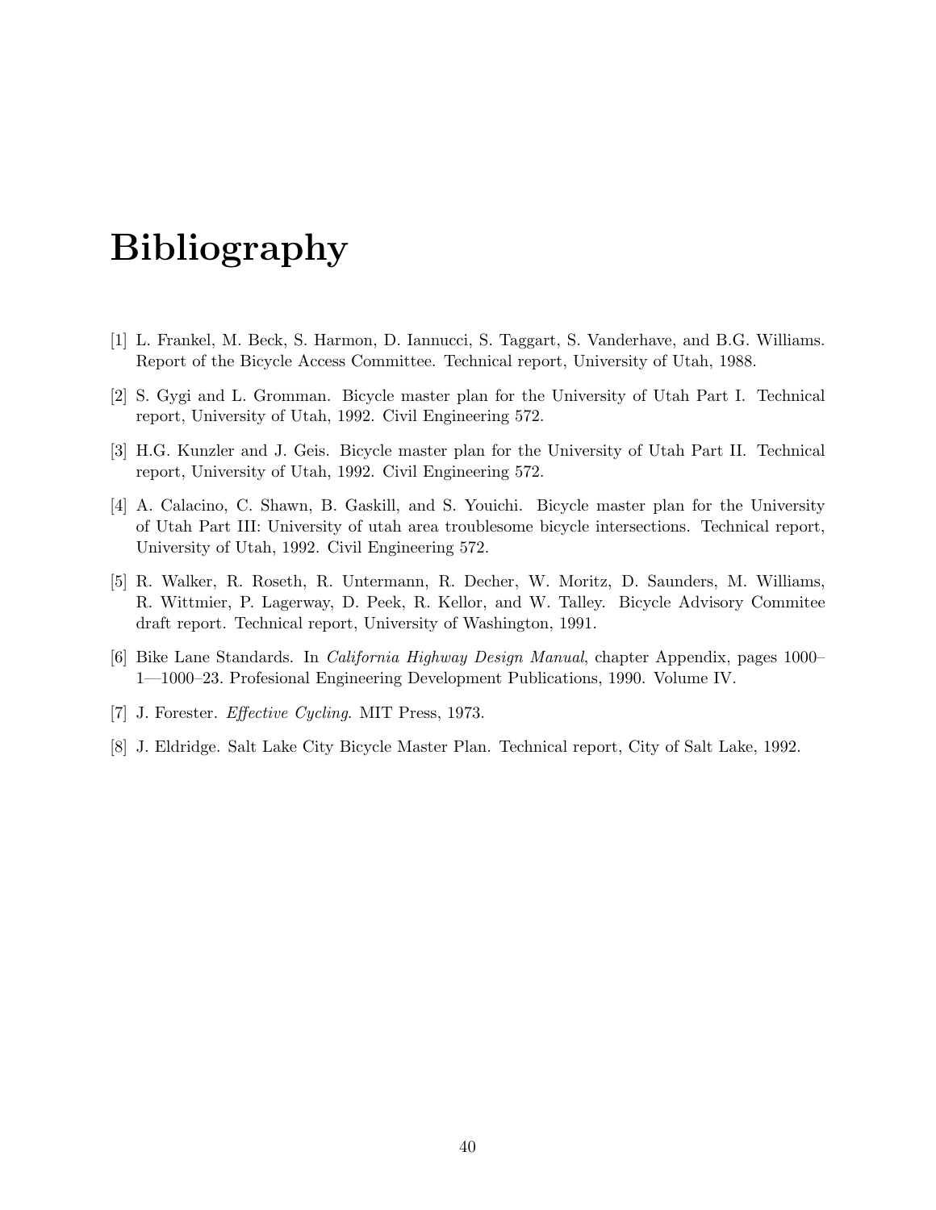# Bibliography

[1] L. Frankel, M. Beck, S. Harmon, D. Iannucci, S. Taggart, S. Vanderhave, and B.G. Williams. Report of the Bicycle Access Committee. Technical report, University of Utah, 1988.

[2] S. Gygi and L. Gromman. Bicycle master plan for the University of Utah Part I. Technical report, University of Utah, 1992. Civil Engineering 572.

[3] H.G. Kunzler and J. Geis. Bicycle master plan for the University of Utah Part II. Technical report, University of Utah, 1992. Civil Engineering 572.

[4] A. Calacino, C. Shawn, B. Gaskill, and S. Youichi. Bicycle master plan for the University of Utah Part III: University of utah area troublesome bicycle intersections. Technical report, University of Utah, 1992. Civil Engineering 572.

[5] R. Walker, R. Roseth, R. Untermann, R. Decher, W. Moritz, D. Saunders, M. Williams, R. Wittmier, P. Lagerway, D. Peek, R. Kellor, and W. Talley. Bicycle Advisory Commitee draft report. Technical report, University of Washington, 1991.

[6] Bike Lane Standards. In *California Highway Design Manual*, chapter Appendix, pages 1000–1—1000–23. Profesional Engineering Development Publications, 1990. Volume IV.

[7] J. Forester. *Effective Cycling*. MIT Press, 1973.

[8] J. Eldridge. Salt Lake City Bicycle Master Plan. Technical report, City of Salt Lake, 1992.